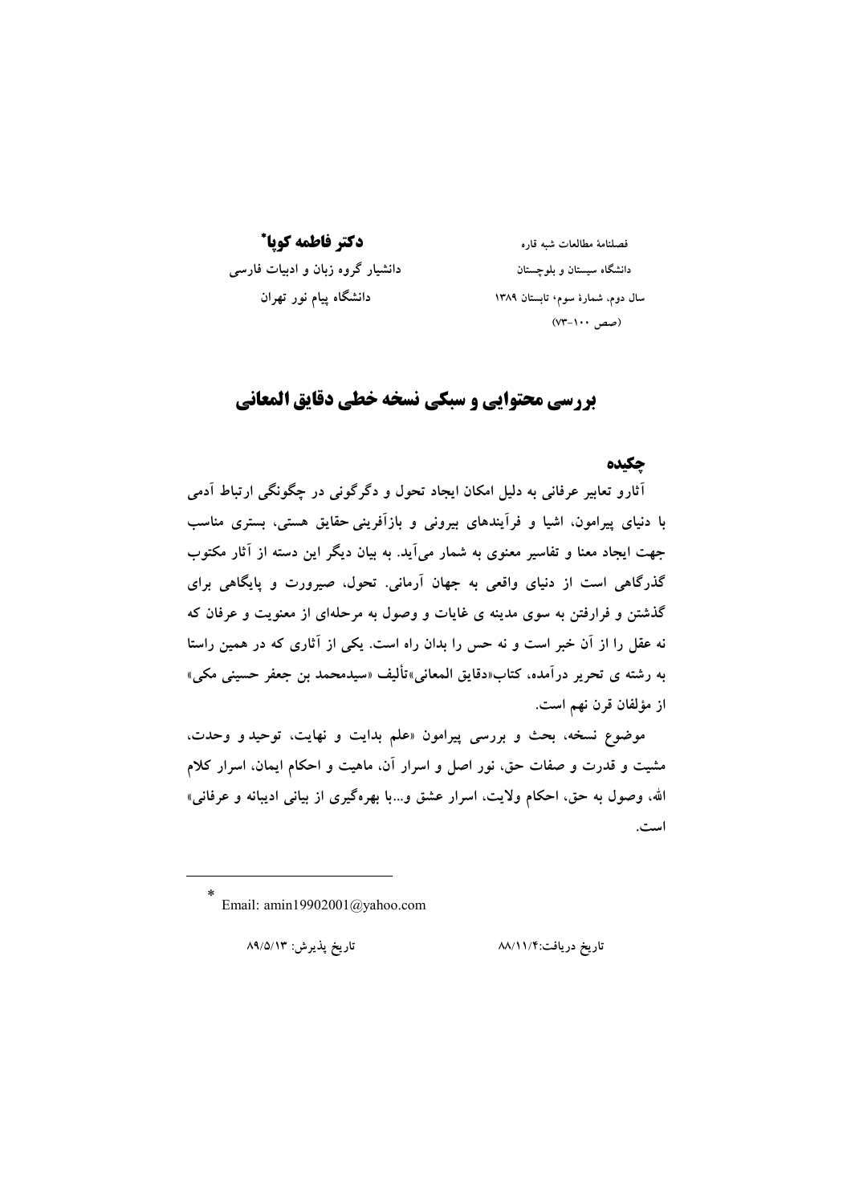فصلنامهٔ مطالعات شبه قاره
دانشگاه سیستان و بلوچستان
سال دوم، شمارهٔ سوم، تابستان ۱۳۸۹
(صص ۱۰۰-۷۳)

**دکتر فاطمه کوپا***
دانشیار گروه زبان و ادبیات فارسی
دانشگاه پیام نور تهران

# بررسی محتوایی و سبکی نسخه خطی دقایق المعانی

## چکیده

آثارو تعابیر عرفانی به دلیل امکان ایجاد تحول و دگرگونی در چگونگی ارتباط آدمی با دنیای پیرامون، اشیا و فرآیندهای بیرونی و بازآفرینی حقایق هستی، بستری مناسب جهت ایجاد معنا و تفاسیر معنوی به شمار می‌آید. به بیان دیگر این دسته از آثار مکتوب گذرگاهی است از دنیای واقعی به جهان آرمانی. تحول، صیرورت و پایگاهی برای گذشتن و فرارفتن به سوی مدینه ی غایات و وصول به مرحله‌ای از معنویت و عرفان که نه عقل را از آن خبر است و نه حس را بدان راه است. یکی از آثاری که در همین راستا به رشته ی تحریر درآمده، کتاب«دقایق المعانی»تألیف «سیدمحمد بن جعفر حسینی مکی» از مؤلفان قرن نهم است.

موضوع نسخه، بحث و بررسی پیرامون «علم بدایت و نهایت، توحید و وحدت، مشیت و قدرت و صفات حق، نور اصل و اسرار آن، ماهیت و احکام ایمان، اسرار کلام الله، وصول به حق، احکام ولایت، اسرار عشق و...با بهره‌گیری از بیانی ادیبانه و عرفانی» است.

---

* Email: amin19902001@yahoo.com

تاریخ دریافت:۸۸/۱۱/۴ تاریخ پذیرش: ۸۹/۵/۱۳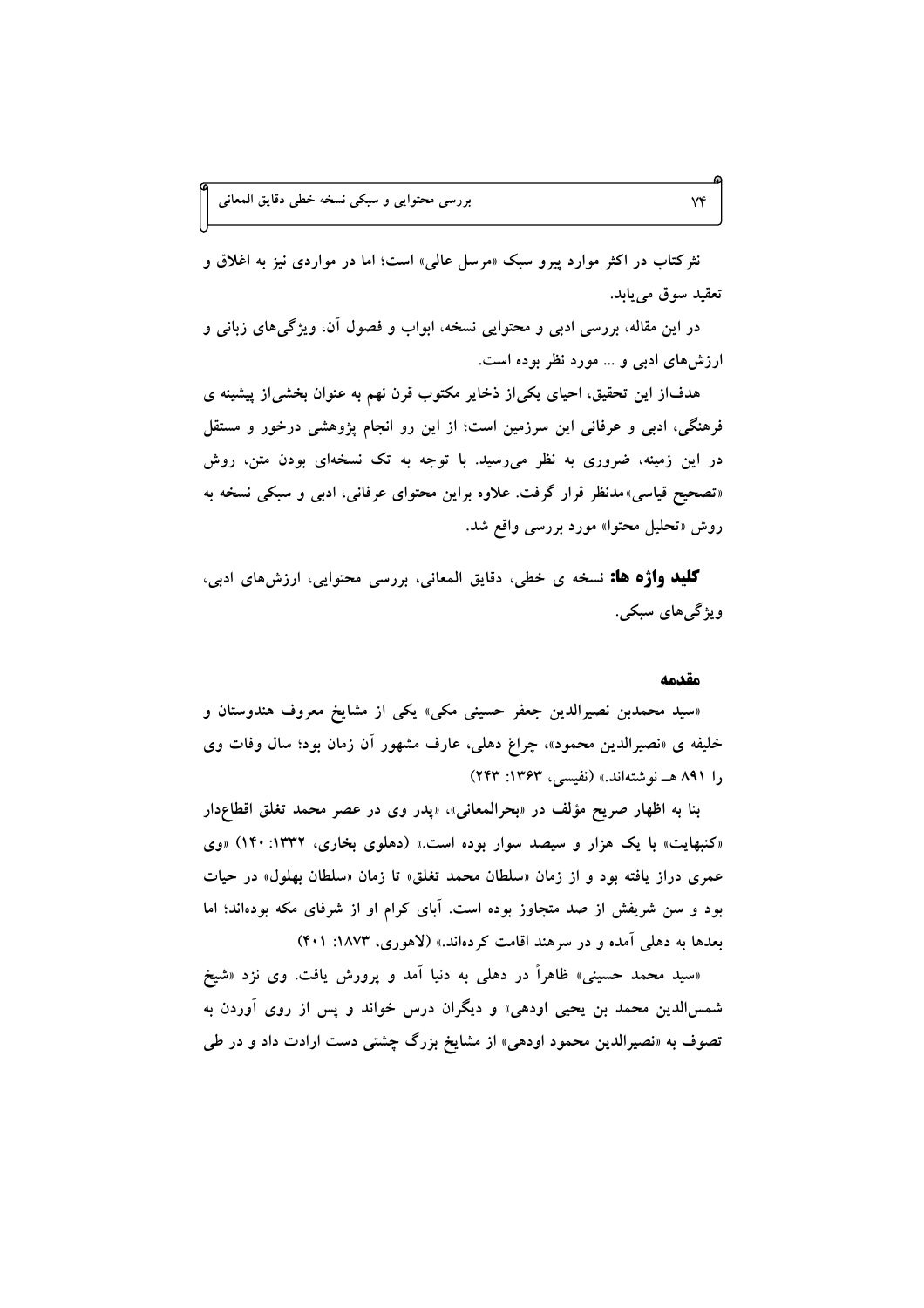نثرکتاب در اکثر موارد پیرو سبک «مرسل عالی» است؛ اما در مواردی نیز به اغلاق و تعقید سوق می‌یابد.

در این مقاله، بررسی ادبی و محتوایی نسخه، ابواب و فصول آن، ویژگی‌های زبانی و ارزش‌های ادبی و ... مورد نظر بوده است.

هدف‌از این تحقیق، احیای یکی‌از ذخایر مکتوب قرن نهم به عنوان بخشی‌از پیشینه ی فرهنگی، ادبی و عرفانی این سرزمین است؛ از این رو انجام پژوهشی درخور و مستقل در این زمینه، ضروری به نظر می‌رسید. با توجه به تک نسخه‌ای بودن متن، روش «تصحیح قیاسی»مدنظر قرار گرفت. علاوه براین محتوای عرفانی، ادبی و سبکی نسخه به روش «تحلیل محتوا» مورد بررسی واقع شد.

**کلید واژه ها:** نسخه ی خطی، دقایق المعانی، بررسی محتوایی، ارزش‌های ادبی، ویژگی‌های سبکی.

## مقدمه

«سید محمدبن نصیرالدین جعفر حسینی مکی» یکی از مشایخ معروف هندوستان و خلیفه ی «نصیرالدین محمود»، چراغ دهلی، عارف مشهور آن زمان بود؛ سال وفات وی را ۸۹۱ هـ نوشته‌اند.» (نفیسی، ۱۳۶۳: ۲۴۳)

بنا به اظهار صریح مؤلف در «بحرالمعانی»، «پدر وی در عصر محمد تغلق اقطاع‌دار «کنبهایت» با یک هزار و سیصد سوار بوده است.» (دهلوی بخاری، ۱۳۳۲: ۱۴۰) «وی عمری دراز یافته بود و از زمان «سلطان محمد تغلق» تا زمان «سلطان بهلول» در حیات بود و سن شریفش از صد متجاوز بوده است. آبای کرام او از شرفای مکه بوده‌اند؛ اما بعدها به دهلی آمده و در سرهند اقامت کرده‌اند.» (لاهوری، ۱۸۷۳: ۴۰۱)

«سید محمد حسینی» ظاهراً در دهلی به دنیا آمد و پرورش یافت. وی نزد «شیخ شمس‌الدین محمد بن یحیی اودهی» و دیگران درس خواند و پس از روی آوردن به تصوف به «نصیرالدین محمود اودهی» از مشایخ بزرگ چشتی دست ارادت داد و در طی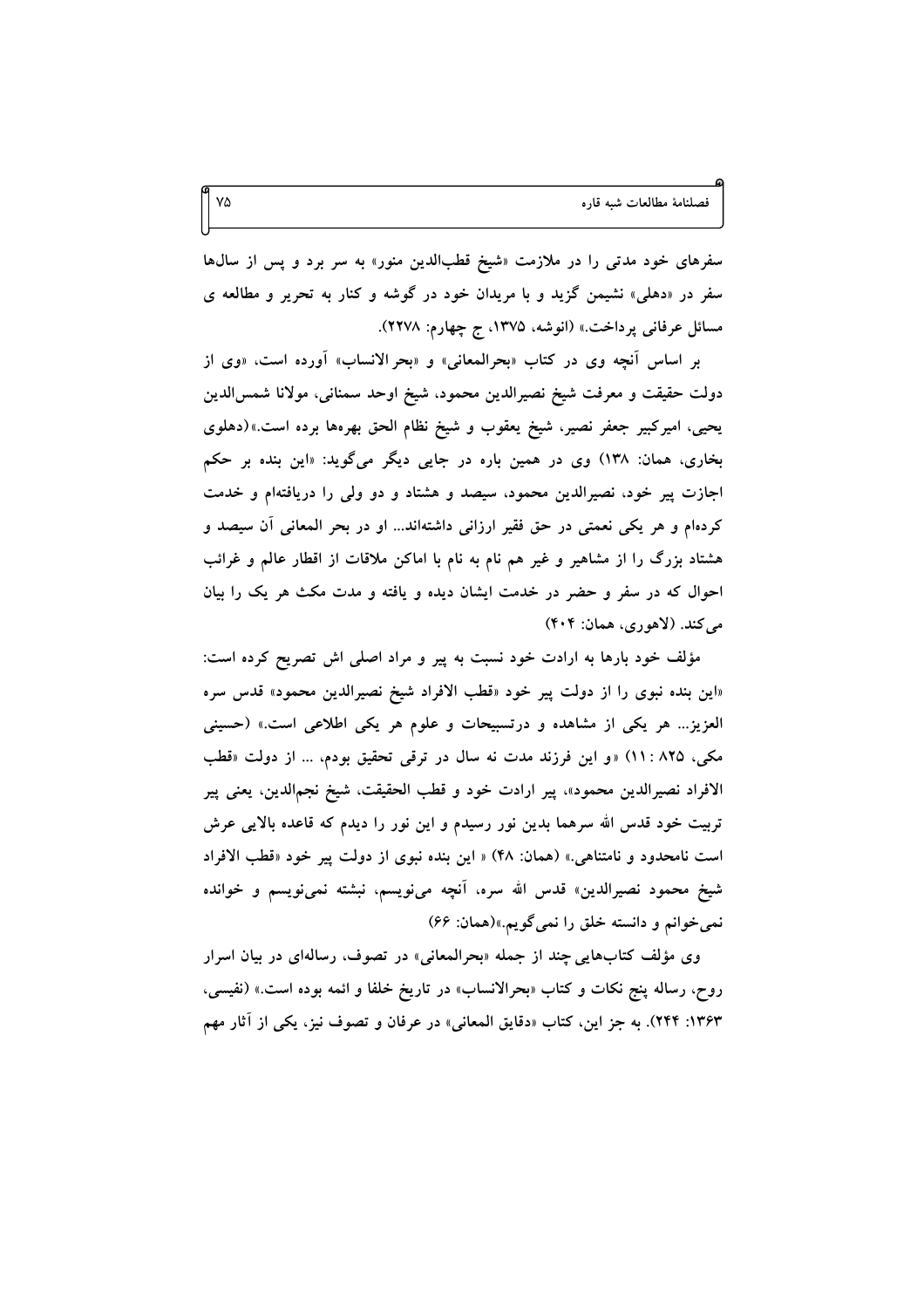سفرهای خود مدتی را در ملازمت «شیخ قطب‌الدین منور» به سر برد و پس از سال‌ها سفر در «دهلی» نشیمن گزید و با مریدان خود در گوشه و کنار به تحریر و مطالعه ی مسائل عرفانی پرداخت.» (انوشه، ۱۳۷۵، ج چهارم: ۲۲۷۸).

بر اساس آنچه وی در کتاب «بحرالمعانی» و «بحر الانساب» آورده است، «وی از دولت حقیقت و معرفت شیخ نصیرالدین محمود، شیخ اوحد سمنانی، مولانا شمس‌الدین یحیی، امیرکبیر جعفر نصیر، شیخ یعقوب و شیخ نظام الحق بهره‌ها برده است.»(دهلوی بخاری، همان: ۱۳۸) وی در همین باره در جایی دیگر می‌گوید: «این بنده بر حکم اجازت پیر خود، نصیرالدین محمود، سیصد و هشتاد و دو ولی را دریافته‌ام و خدمت کرده‌ام و هر یکی نعمتی در حق فقیر ارزانی داشته‌اند... او در بحر المعانی آن سیصد و هشتاد بزرگ را از مشاهیر و غیر هم نام به نام با اماکن ملاقات از اقطار عالم و غرائب احوال که در سفر و حضر در خدمت ایشان دیده و یافته و مدت مکث هر یک را بیان می‌کند. (لاهوری، همان: ۴۰۴)

مؤلف خود بارها به ارادت خود نسبت به پیر و مراد اصلی اش تصریح کرده است: «این بنده نبوی را از دولت پیر خود «قطب الافراد شیخ نصیرالدین محمود» قدس سره العزیز... هر یکی از مشاهده و درتسبیحات و علوم هر یکی اطلاعی است.» (حسینی مکی، ۸۲۵ : ۱۱) «و این فرزند مدت نه سال در ترقی تحقیق بودم، ... از دولت «قطب الافراد نصیرالدین محمود»، پیر ارادت خود و قطب الحقیقت، شیخ نجم‌الدین، یعنی پیر تربیت خود قدس الله سرهما بدین نور رسیدم و این نور را دیدم که قاعده بالایی عرش است نامحدود و نامتناهی.» (همان: ۴۸) « این بنده نبوی از دولت پیر خود «قطب الافراد شیخ محمود نصیرالدین» قدس الله سره، آنچه می‌نویسم، نبشته نمی‌نویسم و خوانده نمی‌خوانم و دانسته خلق را نمی‌گویم.»(همان: ۶۶)

وی مؤلف کتاب‌هایی چند از جمله «بحرالمعانی» در تصوف، رساله‌ای در بیان اسرار روح، رساله پنج نکات و کتاب «بحرالانساب» در تاریخ خلفا و ائمه بوده است.» (نفیسی، ۱۳۶۳: ۲۴۴). به جز این، کتاب «دقایق المعانی» در عرفان و تصوف نیز، یکی از آثار مهم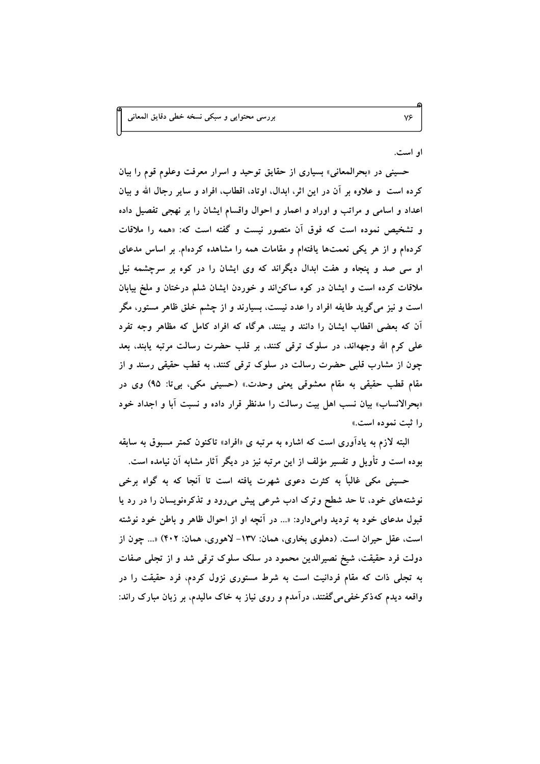او است.

حسینی در «بحرالمعانی» بسیاری از حقایق توحید و اسرار معرفت وعلوم قوم را بیان کرده است و علاوه بر آن در این اثر، ابدال، اوتاد، اقطاب، افراد و سایر رجال الله و بیان اعداد و اسامی و مراتب و اوراد و اعمار و احوال واقسام ایشان را بر نهجی تفصیل داده و تشخیص نموده است که فوق آن متصور نیست و گفته است که: «همه را ملاقات کرده‌ام و از هر یکی نعمت‌ها یافته‌ام و مقامات همه را مشاهده کرده‌ام. بر اساس مدعای او سی صد و پنجاه و هفت ابدال دیگراند که وی ایشان را در کوه بر سرچشمه نیل ملاقات کرده است و ایشان در کوه ساکن‌اند و خوردن ایشان شلم درختان و ملخ بیابان است و نیز می‌گوید طایفه افراد را عدد نیست، بسیارند و از چشم خلق ظاهر مستور، مگر آن که بعضی اقطاب ایشان را دانند و بینند، هرگاه که افراد کامل که مظاهر وجه تفرد علی کرم الله وجهه‌اند، در سلوک ترقی کنند، بر قلب حضرت رسالت مرتبه یابند، بعد چون از مشارب قلبی حضرت رسالت در سلوک ترقی کنند، به قطب حقیقی رسند و از مقام قطب حقیقی به مقام معشوقی یعنی وحدت.» (حسینی مکی، بی‌تا: ۹۵) وی در «بحرالانساب» بیان نسب اهل بیت رسالت را مدنظر قرار داده و نسبت آبا و اجداد خود را ثبت نموده است.»

البته لازم به یادآوری است که اشاره به مرتبه ی «افراد» تاکنون کمتر مسبوق به سابقه بوده است و تأویل و تفسیر مؤلف از این مرتبه نیز در دیگر آثار مشابه آن نیامده است.

حسینی مکی غالباً به کثرت دعوی شهرت یافته است تا آنجا که به گواه برخی نوشته‌های خود، تا حد شطح وترک ادب شرعی پیش می‌رود و تذکره‌نویسان را در رد یا قبول مدعای خود به تردید وامی‌دارد: «... در آنچه او از احوال ظاهر و باطن خود نوشته است، عقل حیران است. (دهلوی بخاری، همان: ۱۳۷- لاهوری، همان: ۴۰۲) «... چون از دولت فرد حقیقت، شیخ نصیرالدین محمود در سلک سلوک ترقی شد و از تجلی صفات به تجلی ذات که مقام فردانیت است به شرط مستوری نزول کردم، فرد حقیقت را در واقعه دیدم که‌ذکرخفی‌می‌گفتند، درآمدم و روی نیاز به خاک مالیدم، بر زبان مبارک راند: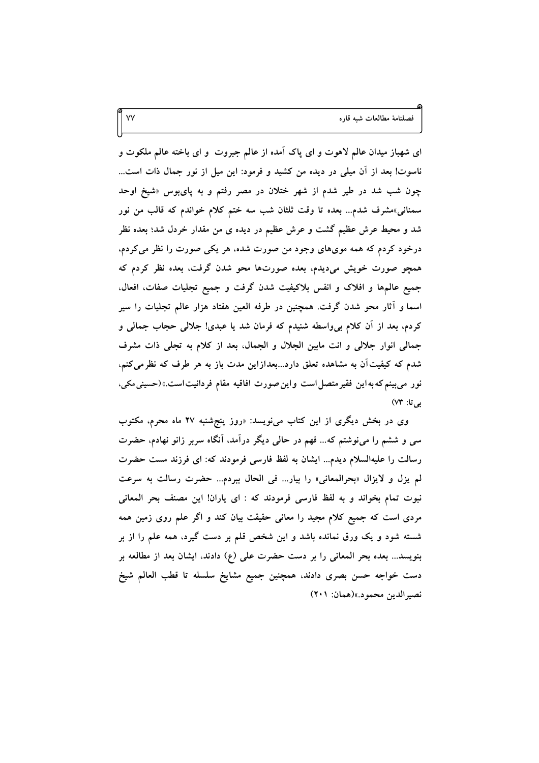ای شهباز میدان عالم لاهوت و ای پاک آمده از عالم جبروت و ای باخته عالم ملکوت و ناسوت! بعد از آن میلی در دیده من کشید و فرمود: این میل از نور جمال ذات است... چون شب شد در طیر شدم از شهر ختلان در مصر رفتم و به پای‌بوس «شیخ اوحد سمنانی»مشرف شدم... بعده تا وقت ثلثان شب سه ختم کلام خواندم که قالب من نور شد و محیط عرش عظیم گشت و عرش عظیم در دیده ی من مقدار خردل شد؛ بعده نظر درخود کردم که همه موی‌های وجود من صورت شده، هر یکی صورت را نظر می‌کردم، همچو صورت خویش می‌دیدم، بعده صورت‌ها محو شدن گرفت، بعده نظر کردم که جمیع عالم‌ها و افلاک و انفس بلاکیفیت شدن گرفت و جمیع تجلیات صفات، افعال، اسما و آثار محو شدن گرفت. همچنین در طرفه العین هفتاد هزار عالم تجلیات را سیر کردم، بعد از آن کلام بی‌واسطه شنیدم که فرمان شد یا عبدی! جلالی حجاب جمالی و جمالی انوار جلالی و انت مابین الجلال و الجمال، بعد از کلام به تجلی ذات مشرف شدم که کیفیت آن به مشاهده تعلق دارد...بعدازاین مدت باز به هر طرف که نظرمی‌کنم، نور می‌بینم که به این فقیرمتصل است و این صورت افاقیه مقام فردانیت است.»(حسینی مکی، بی تا: ۷۳)

وی در بخش دیگری از این کتاب می‌نویسد: «روز پنج‌شنبه ۲۷ ماه محرم، مکتوب سی و ششم را می‌نوشتم که... فهم در حالی دیگر درآمد، آنگاه سربر زانو نهادم، حضرت رسالت را علیه‌السلام دیدم... ایشان به لفظ فارسی فرمودند که: ای فرزند مست حضرت لم یزل و لایزال «بحرالمعانی» را بیار... فی الحال ببردم... حضرت رسالت به سرعت نبوت تمام بخواند و به لفظ فارسی فرمودند که : ای یاران! این مصنف بحر المعانی مردی است که جمیع کلام مجید را معانی حقیقت بیان کند و اگر علم روی زمین همه شسته شود و یک ورق نمانده باشد و این شخص قلم بر دست گیرد، همه علم را از بر بنویسد... بعده بحر المعانی را بر دست حضرت علی (ع) دادند، ایشان بعد از مطالعه بر دست خواجه حسن بصری دادند، همچنین جمیع مشایخ سلسله تا قطب العالم شیخ نصیرالدین محمود.»(همان: ۲۰۱)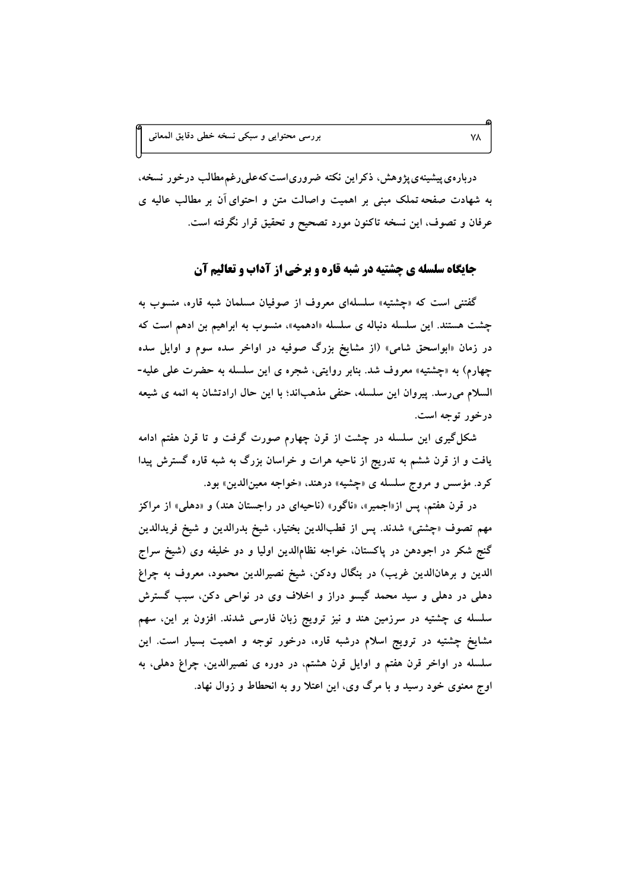درباره‌ی پیشینه‌ی پژوهش، ذکر این نکته ضروری است که علی‌رغم مطالب درخور نسخه، به شهادت صفحه تملک مبنی بر اهمیت و اصالت متن و احتوای آن بر مطالب عالیه ی عرفان و تصوف، این نسخه تاکنون مورد تصحیح و تحقیق قرار نگرفته است.

## جایگاه سلسله ی چشتیه در شبه قاره و برخی از آداب و تعالیم آن

گفتنی است که «چشتیه» سلسله‌ای معروف از صوفیان مسلمان شبه قاره، منسوب به چشت هستند. این سلسله دنباله ی سلسله «ادهمیه»، منسوب به ابراهیم بن ادهم است که در زمان «ابواسحق شامی» (از مشایخ بزرگ صوفیه در اواخر سده سوم و اوایل سده چهارم) به «چشتیه» معروف شد. بنابر روایتی، شجره ی این سلسله به حضرت علی علیه-السلام می‌رسد. پیروان این سلسله، حنفی مذهب‌اند؛ با این حال ارادتشان به ائمه ی شیعه درخور توجه است.

شکل‌گیری این سلسله در چشت از قرن چهارم صورت گرفت و تا قرن هفتم ادامه یافت و از قرن ششم به تدریج از ناحیه هرات و خراسان بزرگ به شبه قاره گسترش پیدا کرد. مؤسس و مروج سلسله ی «چشیه» درهند، «خواجه معین‌الدین» بود.

در قرن هفتم، پس از«اجمیر»، «ناگور» (ناحیه‌ای در راجستان هند) و «دهلی» از مراکز مهم تصوف «چشتی» شدند. پس از قطب‌الدین بختیار، شیخ بدرالدین و شیخ فریدالدین گنج شکر در اجودهن در پاکستان، خواجه نظام‌الدین اولیا و دو خلیفه وی (شیخ سراج الدین و برهان‌الدین غریب) در بنگال ودکن، شیخ نصیرالدین محمود، معروف به چراغ دهلی در دهلی و سید محمد گیسو دراز و اخلاف وی در نواحی دکن، سبب گسترش سلسله ی چشتیه در سرزمین هند و نیز ترویج زبان فارسی شدند. افزون بر این، سهم مشایخ چشتیه در ترویج اسلام درشبه قاره، درخور توجه و اهمیت بسیار است. این سلسله در اواخر قرن هفتم و اوایل قرن هشتم، در دوره ی نصیرالدین، چراغ دهلی، به اوج معنوی خود رسید و با مرگ وی، این اعتلا رو به انحطاط و زوال نهاد.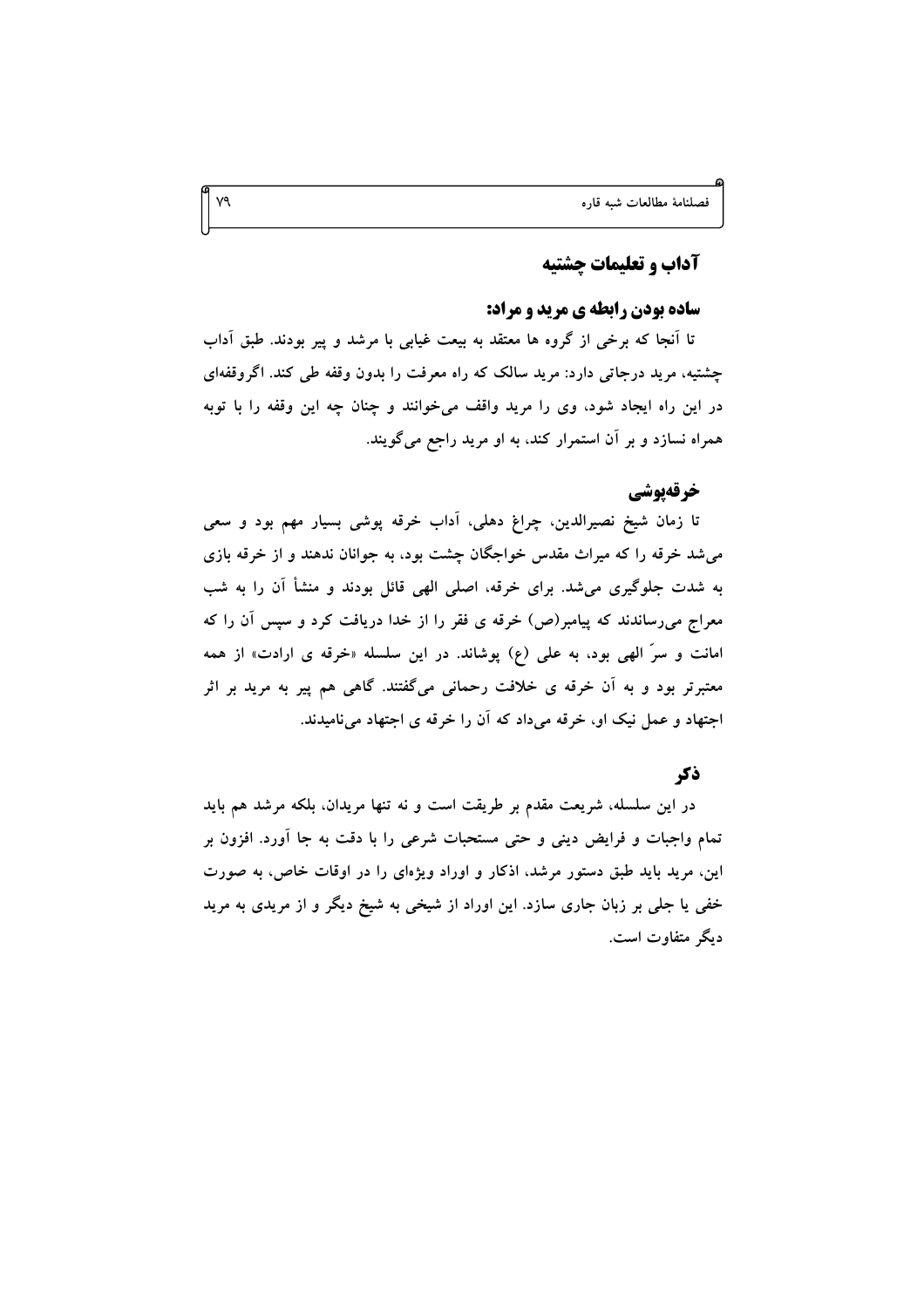## آداب و تعلیمات چشتیه

### ساده بودن رابطه ی مرید و مراد:

تا آنجا که برخی از گروه ها معتقد به بیعت غیابی با مرشد و پیر بودند. طبق آداب چشتیه، مرید درجاتی دارد: مرید سالک که راه معرفت را بدون وقفه طی کند. اگروقفه‌ای در این راه ایجاد شود، وی را مرید واقف می‌خوانند و چنان چه این وقفه را با توبه همراه نسازد و بر آن استمرار کند، به او مرید راجع می‌گویند.

### خرقه‌پوشی

تا زمان شیخ نصیرالدین، چراغ دهلی، آداب خرقه پوشی بسیار مهم بود و سعی می‌شد خرقه را که میراث مقدس خواجگان چشت بود، به جوانان ندهند و از خرقه بازی به شدت جلوگیری می‌شد. برای خرقه، اصلی الهی قائل بودند و منشأ آن را به شب معراج می‌رساندند که پیامبر(ص) خرقه ی فقر را از خدا دریافت کرد و سپس آن را که امانت و سرّ الهی بود، به علی (ع) پوشاند. در این سلسله «خرقه ی ارادت» از همه معتبرتر بود و به آن خرقه ی خلافت رحمانی می‌گفتند. گاهی هم پیر به مرید بر اثر اجتهاد و عمل نیک او، خرقه می‌داد که آن را خرقه ی اجتهاد می‌نامیدند.

### ذکر

در این سلسله، شریعت مقدم بر طریقت است و نه تنها مریدان، بلکه مرشد هم باید تمام واجبات و فرایض دینی و حتی مستحبات شرعی را با دقت به جا آورد. افزون بر این، مرید باید طبق دستور مرشد، اذکار و اوراد ویژه‌ای را در اوقات خاص، به صورت خفی یا جلی بر زبان جاری سازد. این اوراد از شیخی به شیخ دیگر و از مریدی به مرید دیگر متفاوت است.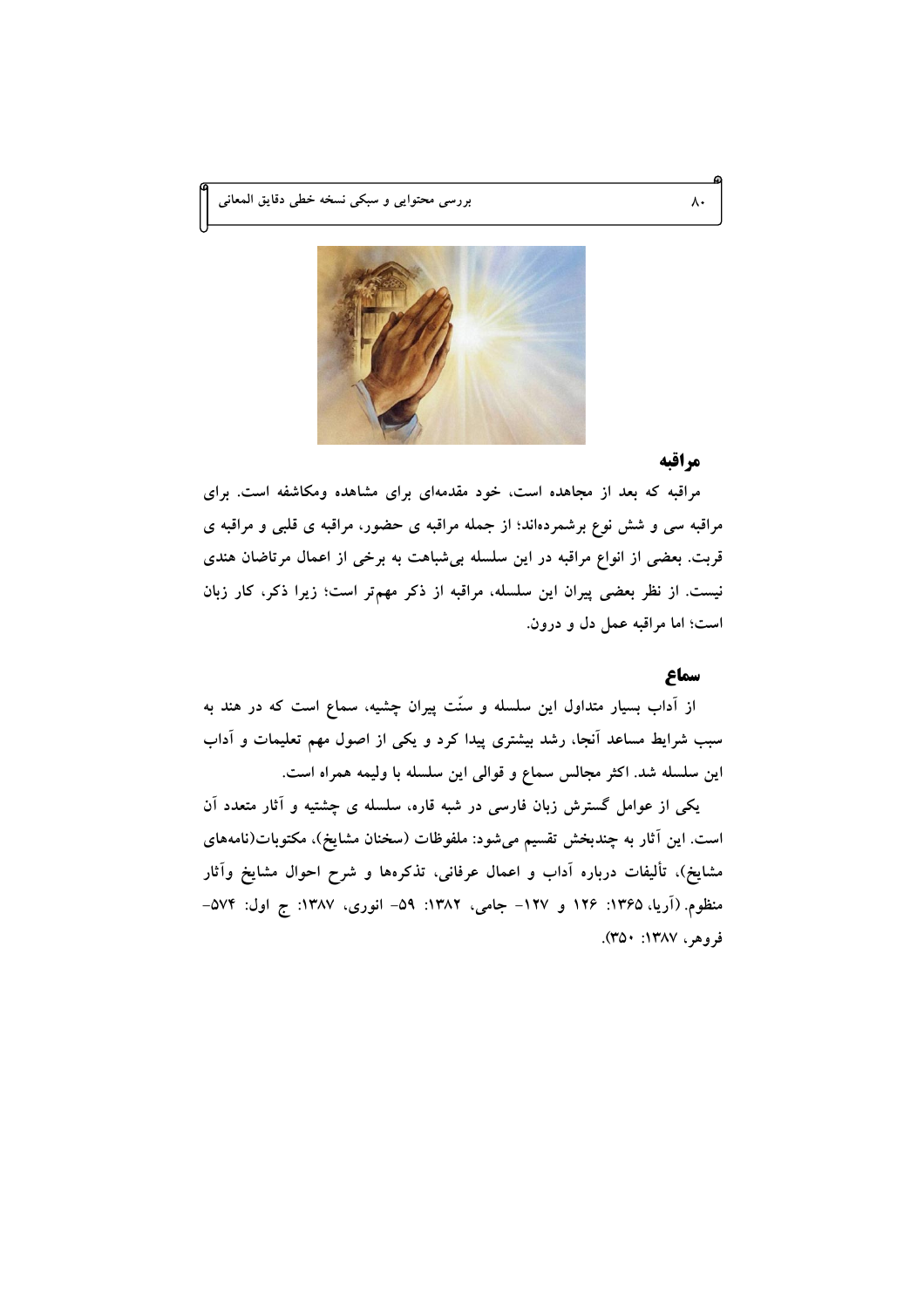## مراقبه

مراقبه که بعد از مجاهده است، خود مقدمه‌ای برای مشاهده ومکاشفه است. برای مراقبه سی و شش نوع برشمرده‌اند؛ از جمله مراقبه ی حضور، مراقبه ی قلبی و مراقبه ی قربت. بعضی از انواع مراقبه در این سلسله بی‌شباهت به برخی از اعمال مرتاضان هندی نیست. از نظر بعضی پیران این سلسله، مراقبه از ذکر مهم‌تر است؛ زیرا ذکر، کار زبان است؛ اما مراقبه عمل دل و درون.

## سماع

از آداب بسیار متداول این سلسله و سنّت پیران چشیه، سماع است که در هند به سبب شرایط مساعد آنجا، رشد بیشتری پیدا کرد و یکی از اصول مهم تعلیمات و آداب این سلسله شد. اکثر مجالس سماع و قوالی این سلسله با ولیمه همراه است.

یکی از عوامل گسترش زبان فارسی در شبه قاره، سلسله ی چشتیه و آثار متعدد آن است. این آثار به چندبخش تقسیم می‌شود: ملفوظات (سخنان مشایخ)، مکتوبات(نامه‌های مشایخ)، تألیفات درباره آداب و اعمال عرفانی، تذکره‌ها و شرح احوال مشایخ وآثار منظوم. (آریا، ۱۳۶۵: ۱۲۶ و ۱۲۷- جامی، ۱۳۸۲: ۵۹- انوری، ۱۳۸۷: ج اول: ۵۷۴- فروهر، ۱۳۸۷: ۳۵۰).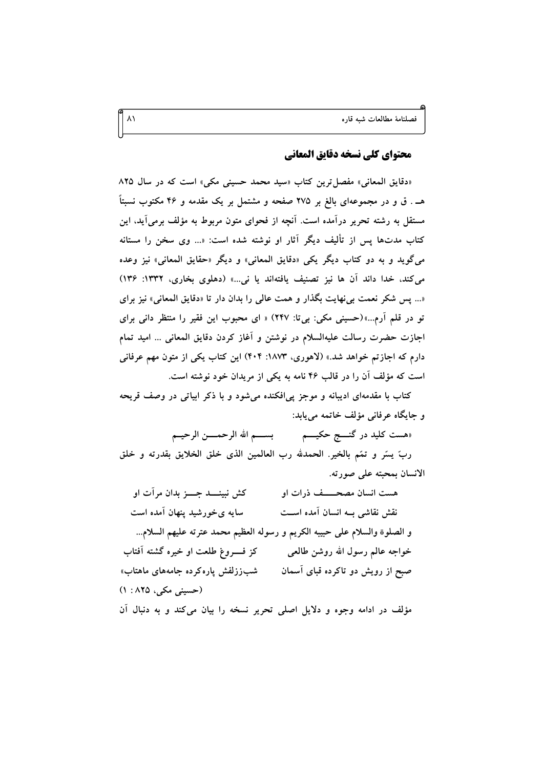## محتوای کلی نسخه دقایق المعانی

«دقایق المعانی» مفصل‌ترین کتاب «سید محمد حسینی مکی» است که در سال ۸۲۵ هـ . ق و در مجموعه‌ای بالغ بر ۲۷۵ صفحه و مشتمل بر یک مقدمه و ۴۶ مکتوب نسبتاً مستقل به رشته تحریر درآمده است. آنچه از فحوای متون مربوط به مؤلف برمی‌آید، این کتاب مدت‌ها پس از تألیف دیگر آثار او نوشته شده است: «... وی سخن را مستانه می‌گوید و به دو کتاب دیگر یکی «دقایق المعانی» و دیگر «حقایق المعانی» نیز وعده می‌کند، خدا داند آن ها نیز تصنیف یافته‌اند یا نی...» (دهلوی بخاری، ۱۳۳۲: ۱۳۶) «... پس شکر نعمت بی‌نهایت بگذار و همت عالی را بدان دار تا «دقایق المعانی» نیز برای تو در قلم آرم...» (حسینی مکی: بی‌تا: ۲۴۷) « ای محبوب این فقیر را منتظر دانی برای اجازت حضرت رسالت علیه‌السلام در نوشتن و آغاز کردن دقایق المعانی ... امید تمام دارم که اجازتم خواهد شد.» (لاهوری، ۱۸۷۳: ۴۰۴) این کتاب یکی از متون مهم عرفانی است که مؤلف آن را در قالب ۴۶ نامه به یکی از مریدان خود نوشته است.

کتاب با مقدمه‌ای ادیبانه و موجز پی‌افکنده می‌شود و با ذکر ابیاتی در وصف قریحه و جایگاه عرفانی مؤلف خاتمه می‌یابد:

«هست کلید در گنج حکیم ـــ بسم الله الرحمن الرحیم

ربّ یسّر و تمّم بالخیر. الحمدلله رب العالمین الذی خلق الخلایق بقدرته و خلق الانسان بمحبته علی صورته.

هست انسان مصحف ذرات او ـــ کش نبیند جز بدان مرآت او

نقش نقاشی به انسان آمده است ـــ سایه ی‌خورشید پنهان آمده است

و الصلوة والسلام علی حبیبه الکریم و رسوله العظیم محمد عترته علیهم السلام...

خواجه عالم رسول الله روشن طالعی ـــ کز فروغ طلعت او خیره گشته آفتاب

صبح از رویش دو تاکرده قبای آسمان ـــ شب‌ززلفش پاره‌کرده جامه‌های ماهتاب»

(حسینی مکی، ۸۲۵ : ۱)

مؤلف در ادامه وجوه و دلایل اصلی تحریر نسخه را بیان می‌کند و به دنبال آن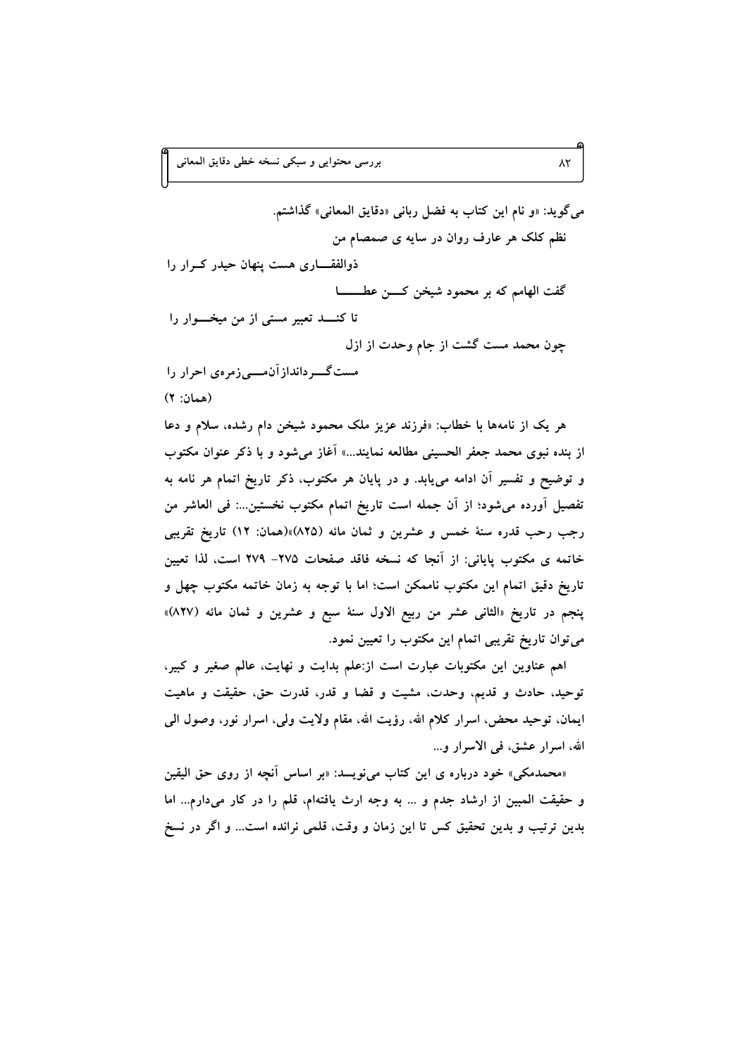می‌گوید: «و نام این کتاب به فضل ربانی «دقایق المعانی» گذاشتم.

نظم کلک هر عارف روان در سایه ی صمصام من

ذوالفقـــاری هست پنهان حیدر کـــرار را

گفت الهامم که بر محمود شیخن کـــن عطـــــا

تا کنـــد تعبیر مستی از من میخـــوار را

چون محمد مست گشت از جام وحدت از ازل

مست گـــرداند از آن مـــی زمره‌ی احرار را

(همان: ۲)

هر یک از نامه‌ها با خطاب: «فرزند عزیز ملک محمود شیخن دام رشده، سلام و دعا از بنده نبوی محمد جعفر الحسینی مطالعه نمایند...» آغاز می‌شود و با ذکر عنوان مکتوب و توضیح و تفسیر آن ادامه می‌یابد. و در پایان هر مکتوب، ذکر تاریخ اتمام هر نامه به تفصیل آورده می‌شود؛ از آن جمله است تاریخ اتمام مکتوب نخستین...: فی العاشر من رجب رحب قدره سنهٔ خمس و عشرین و ثمان مائه (۸۲۵)»(همان: ۱۲) تاریخ تقریبی خاتمه ی مکتوب پایانی: از آنجا که نسخه فاقد صفحات ۲۷۵- ۲۷۹ است، لذا تعیین تاریخ دقیق اتمام این مکتوب ناممکن است؛ اما با توجه به زمان خاتمه مکتوب چهل و پنجم در تاریخ «الثانی عشر من ربیع الاول سنهٔ سبع و عشرین و ثمان مائه (۸۲۷)» می‌توان تاریخ تقریبی اتمام این مکتوب را تعیین نمود.

اهم عناوین این مکتوبات عبارت است از:علم بدایت و نهایت، عالم صغیر و کبیر، توحید، حادث و قدیم، وحدت، مشیت و قضا و قدر، قدرت حق، حقیقت و ماهیت ایمان، توحید محض، اسرار کلام الله، رؤیت الله، مقام ولایت ولی، اسرار نور، وصول الی الله، اسرار عشق، فی الاسرار و...

«محمدمکی» خود درباره ی این کتاب می‌نویسد: «بر اساس آنچه از روی حق الیقین و حقیقت المبین از ارشاد جدم و ... به وجه ارث یافته‌ام، قلم را در کار می‌دارم... اما بدین ترتیب و بدین تحقیق کس تا این زمان و وقت، قلمی نرانده است... و اگر در نسخ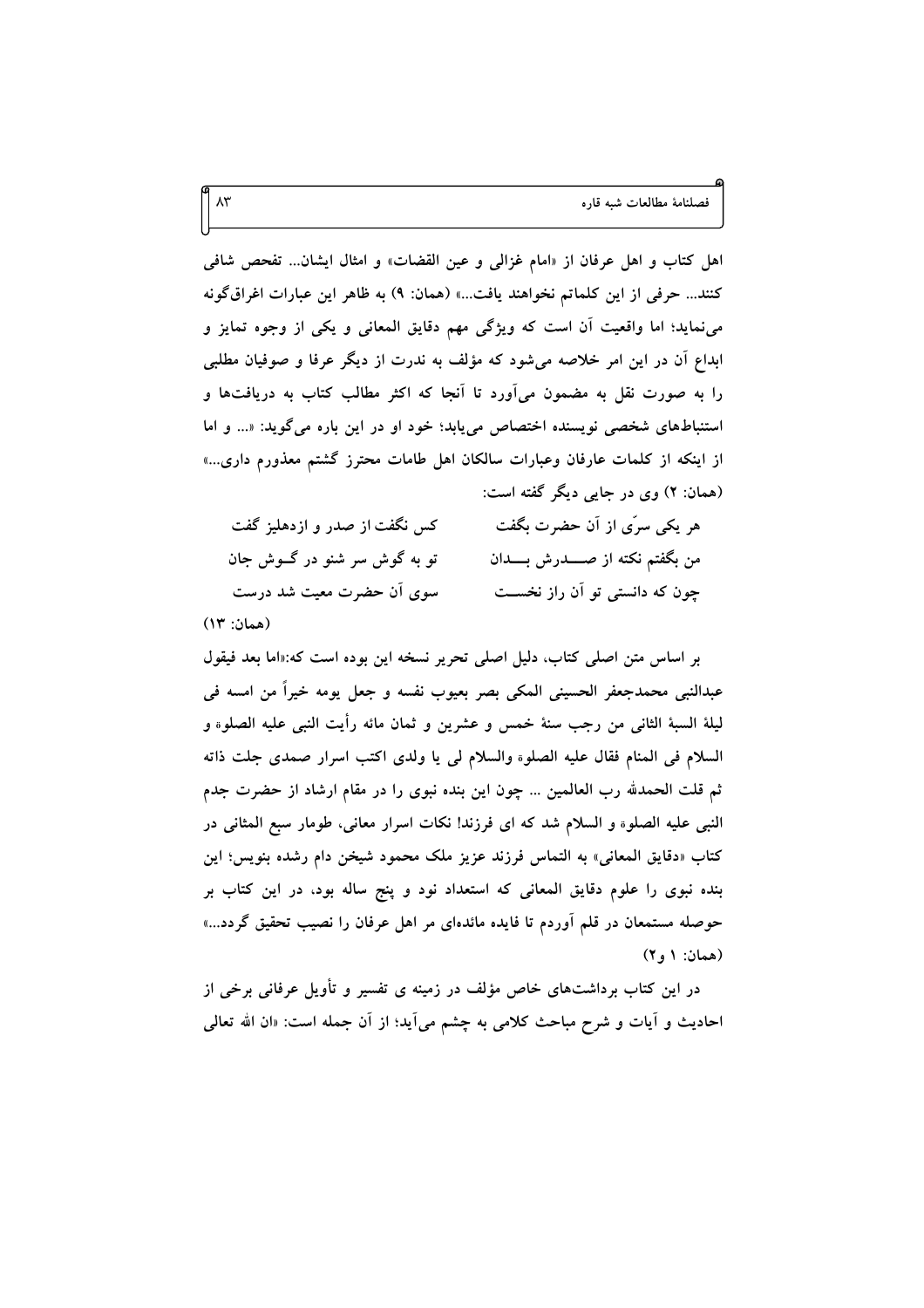اهل کتاب و اهل عرفان از «امام غزالی و عین القضات» و امثال ایشان... تفحص شافی کنند... حرفی از این کلماتم نخواهند یافت...» (همان: ۹) به ظاهر این عبارات اغراق‌گونه می‌نماید؛ اما واقعیت آن است که ویژگی مهم دقایق المعانی و یکی از وجوه تمایز و ابداع آن در این امر خلاصه می‌شود که مؤلف به ندرت از دیگر عرفا و صوفیان مطلبی را به صورت نقل به مضمون می‌آورد تا آنجا که اکثر مطالب کتاب به دریافت‌ها و استنباط‌های شخصی نویسنده اختصاص می‌یابد؛ خود او در این باره می‌گوید: «... و اما از اینکه از کلمات عارفان وعبارات سالکان اهل طامات محترز گشتم معذورم داری...» (همان: ۲) وی در جایی دیگر گفته است:

| | |
|---|---|
| هر یکی سرّی از آن حضرت بگفت | کس نگفت از صدر و ازدهلیز گفت |
| من بگفتم نکته از صـــدرش بـــدان | تو به گوش سر شنو در گـوش جان |
| چون که دانستی تو آن راز نخســت | سوی آن حضرت معیت شد درست |

(همان: ۱۳)

بر اساس متن اصلی کتاب، دلیل اصلی تحریر نسخه این بوده است که:«اما بعد فیقول عبدالنبی محمدجعفر الحسینی المکی بصر بعیوب نفسه و جعل یومه خیراً من امسه فی لیلة السبة الثانی من رجب سنة خمس و عشرین و ثمان مائه رأیت النبی علیه الصلوة و السلام فی المنام فقال علیه الصلوة والسلام لی یا ولدی اکتب اسرار صمدی جلت ذاته ثم قلت الحمدلله رب العالمین ... چون این بنده نبوی را در مقام ارشاد از حضرت جدم النبی علیه الصلوة و السلام شد که ای فرزند! نکات اسرار معانی، طومار سبع المثانی در کتاب «دقایق المعانی» به التماس فرزند عزیز ملک محمود شیخن دام رشده بنویس؛ این بنده نبوی را علوم دقایق المعانی که استعداد نود و پنج ساله بود، در این کتاب بر حوصله مستمعان در قلم آوردم تا فایده مائده‌ای مر اهل عرفان را نصیب تحقیق گردد...» (همان: ۱ و۲)

در این کتاب برداشت‌های خاص مؤلف در زمینه ی تفسیر و تأویل عرفانی برخی از احادیث و آیات و شرح مباحث کلامی به چشم می‌آید؛ از آن جمله است: «ان الله تعالی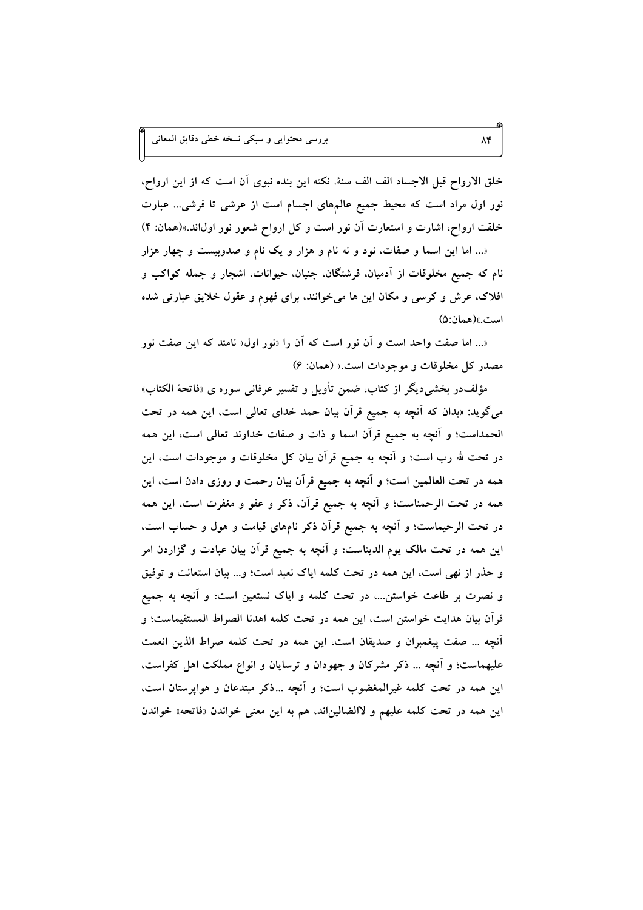خلق الارواح قبل الاجساد الف الف سنة. نکته این بنده نبوی آن است که از این ارواح، نور اول مراد است که محیط جمیع عالم‌های اجسام است از عرشی تا فرشی... عبارت خلقت ارواح، اشارت و استعارت آن نور است و کل ارواح شعور نور اول‌اند.»(همان: ۴)

«... اما این اسما و صفات، نود و نه نام و هزار و یک نام و صدوبیست و چهار هزار نام که جمیع مخلوقات از آدمیان، فرشتگان، جنیان، حیوانات، اشجار و جمله کواکب و افلاک، عرش و کرسی و مکان این ها می‌خوانند، برای فهوم و عقول خلایق عبارتی شده است.»(همان:۵)

«... اما صفت واحد است و آن نور است که آن را «نور اول» نامند که این صفت نور مصدر کل مخلوقات و موجودات است.» (همان: ۶)

مؤلف‌در بخشی‌دیگر از کتاب، ضمن تأویل و تفسیر عرفانی سوره ی «فاتحة الکتاب» می‌گوید: «بدان که آنچه به جمیع قرآن بیان حمد خدای تعالی است، این همه در تحت الحمداست؛ و آنچه به جمیع قرآن اسما و ذات و صفات خداوند تعالی است، این همه در تحت لله رب است؛ و آنچه به جمیع قرآن بیان کل مخلوقات و موجودات است، این همه در تحت العالمین است؛ و آنچه به جمیع قرآن بیان رحمت و روزی دادن است، این همه در تحت الرحمناست؛ و آنچه به جمیع قرآن، ذکر و عفو و مغفرت است، این همه در تحت الرحیماست؛ و آنچه به جمیع قرآن ذکر نام‌های قیامت و هول و حساب است، این همه در تحت مالک یوم الدیناست؛ و آنچه به جمیع قرآن بیان عبادت و گزاردن امر و حذر از نهی است، این همه در تحت کلمه ایاک نعبد است؛ و... بیان استعانت و توفیق و نصرت بر طاعت خواستن...، در تحت کلمه و ایاک نستعین است؛ و آنچه به جمیع قرآن بیان هدایت خواستن است، این همه در تحت کلمه اهدنا الصراط المستقیماست؛ و آنچه ... صفت پیغمبران و صدیقان است، این همه در تحت کلمه صراط الذین انعمت علیهماست؛ و آنچه ... ذکر مشرکان و جهودان و ترسایان و انواع مملکت اهل کفراست، این همه در تحت کلمه غیرالمغضوب است؛ و آنچه ...ذکر مبتدعان و هواپرستان است، این همه در تحت کلمه علیهم و لاالضالین‌اند، هم به این معنی خواندن «فاتحه» خواندن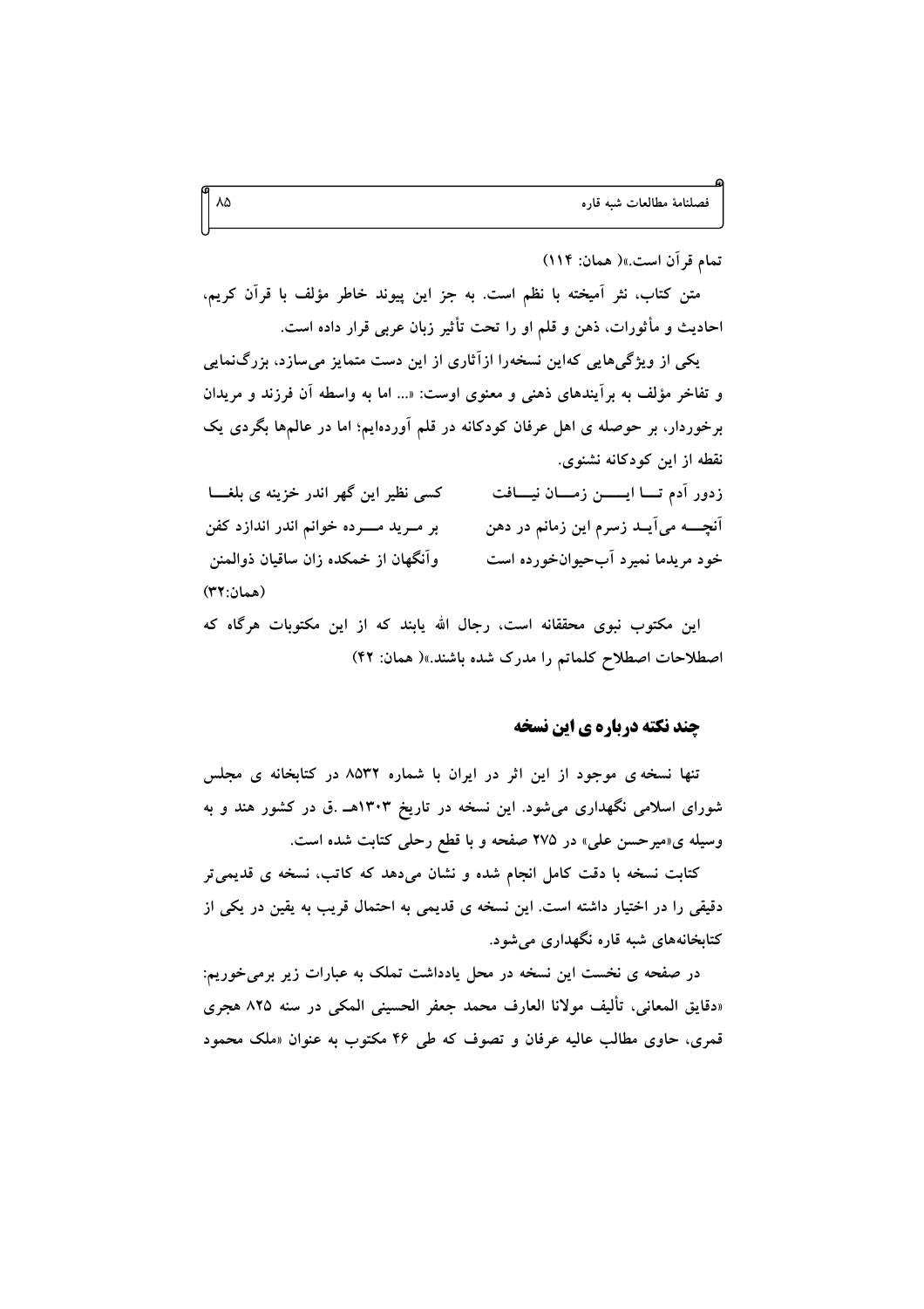تمام قرآن است.»( همان: ۱۱۴)

متن کتاب، نثر آمیخته با نظم است. به جز این پیوند خاطر مؤلف با قرآن کریم، احادیث و مأثورات، ذهن و قلم او را تحت تأثیر زبان عربی قرار داده است.

یکی از ویژگی‌هایی کهاین نسخه‌را ازآثاری از این دست متمایز می‌سازد، بزرگ‌نمایی و تفاخر مؤلف به برآیندهای ذهنی و معنوی اوست: «... اما به واسطه آن فرزند و مریدان برخوردار، بر حوصله ی اهل عرفان کودکانه در قلم آورده‌ایم؛ اما در عالم‌ها بگردی یک نقطه از این کودکانه نشنوی.

زدور آدم تـا ایـن زمـان نیـافت — کسی نظیر این گهر اندر خزینه ی بلغـا

آنچـه می‌آیـد زسرم این زمانم در دهن — بر مـرید مـرده خوانم اندر اندازد کفن

خود مریدما نمیرد آب‌حیوان‌خورده است — وآنگهان از خمکده زان ساقیان ذوالمنن

(همان:۳۲)

این مکتوب نبوی محققانه است، رجال الله یابند که از این مکتوبات هرگاه که اصطلاحات اصطلاح کلماتم را مدرک شده باشند.»( همان: ۴۲)

## چند نکته درباره ی این نسخه

تنها نسخه ی موجود از این اثر در ایران با شماره ۸۵۳۲ در کتابخانه ی مجلس شورای اسلامی نگهداری می‌شود. این نسخه در تاریخ ۱۳۰۳هـ .ق در کشور هند و به وسیله ی«میرحسن علی» در ۲۷۵ صفحه و با قطع رحلی کتابت شده است.

کتابت نسخه با دقت کامل انجام شده و نشان می‌دهد که کاتب، نسخه ی قدیمی‌تر دقیقی را در اختیار داشته است. این نسخه ی قدیمی به احتمال قریب به یقین در یکی از کتابخانه‌های شبه قاره نگهداری می‌شود.

در صفحه ی نخست این نسخه در محل یادداشت تملک به عبارات زیر برمی‌خوریم: «دقایق المعانی، تألیف مولانا العارف محمد جعفر الحسینی المکی در سنه ۸۲۵ هجری قمری، حاوی مطالب عالیه عرفان و تصوف که طی ۴۶ مکتوب به عنوان «ملک محمود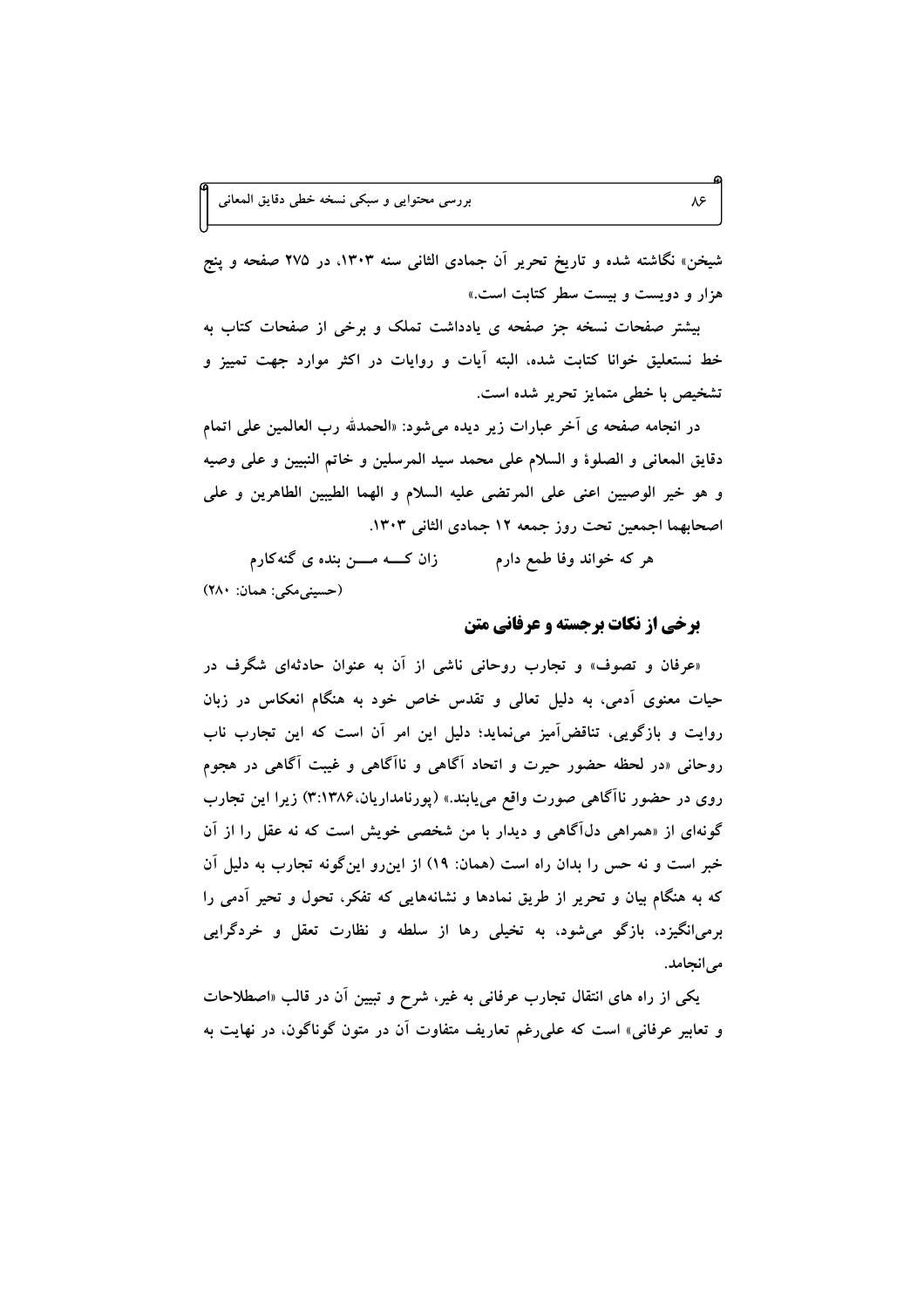شیخن» نگاشته شده و تاریخ تحریر آن جمادی الثانی سنه ۱۳۰۳، در ۲۷۵ صفحه و پنج هزار و دویست و بیست سطر کتابت است.»

بیشتر صفحات نسخه جز صفحه ی یادداشت تملک و برخی از صفحات کتاب به خط نستعلیق خوانا کتابت شده، البته آیات و روایات در اکثر موارد جهت تمییز و تشخیص با خطی متمایز تحریر شده است.

در انجامه صفحه ی آخر عبارات زیر دیده می‌شود: «الحمدلله رب العالمین علی اتمام دقایق المعانی و الصلوة و السلام علی محمد سید المرسلین و خاتم النبیین و علی وصیه و هو خیر الوصیین اعنی علی المرتضی علیه السلام و الهما الطیبین الطاهرین و علی اصحابهما اجمعین تحت روز جمعه ۱۲ جمادی الثانی ۱۳۰۳.

هر که خواند وفا طمع دارم          زان کـــه مـــن بنده ی گنه‌کارم

(حسینی‌مکی: همان: ۲۸۰)

## برخی از نکات برجسته و عرفانی متن

«عرفان و تصوف» و تجارب روحانی ناشی از آن به عنوان حادثه‌ای شگرف در حیات معنوی آدمی، به دلیل تعالی و تقدس خاص خود به هنگام انعکاس در زبان روایت و بازگویی، تناقض‌آمیز می‌نماید؛ دلیل این امر آن است که این تجارب ناب روحانی «در لحظه حضور حیرت و اتحاد آگاهی و ناآگاهی و غیبت آگاهی در هجوم روی در حضور ناآگاهی صورت واقع می‌یابند.» (پورنامداریان،۱۳۸۶:۳) زیرا این تجارب گونه‌ای از «همراهی دل‌آگاهی و دیدار با من شخصی خویش است که نه عقل را از آن خبر است و نه حس را بدان راه است (همان: ۱۹) از این‌رو این‌گونه تجارب به دلیل آن که به هنگام بیان و تحریر از طریق نمادها و نشانه‌هایی که تفکر، تحول و تحیر آدمی را برمی‌انگیزد، بازگو می‌شود، به تخیلی رها از سلطه و نظارت تعقل و خردگرایی می‌انجامد.

یکی از راه های انتقال تجارب عرفانی به غیر، شرح و تبیین آن در قالب «اصطلاحات و تعابیر عرفانی» است که علی‌رغم تعاریف متفاوت آن در متون گوناگون، در نهایت به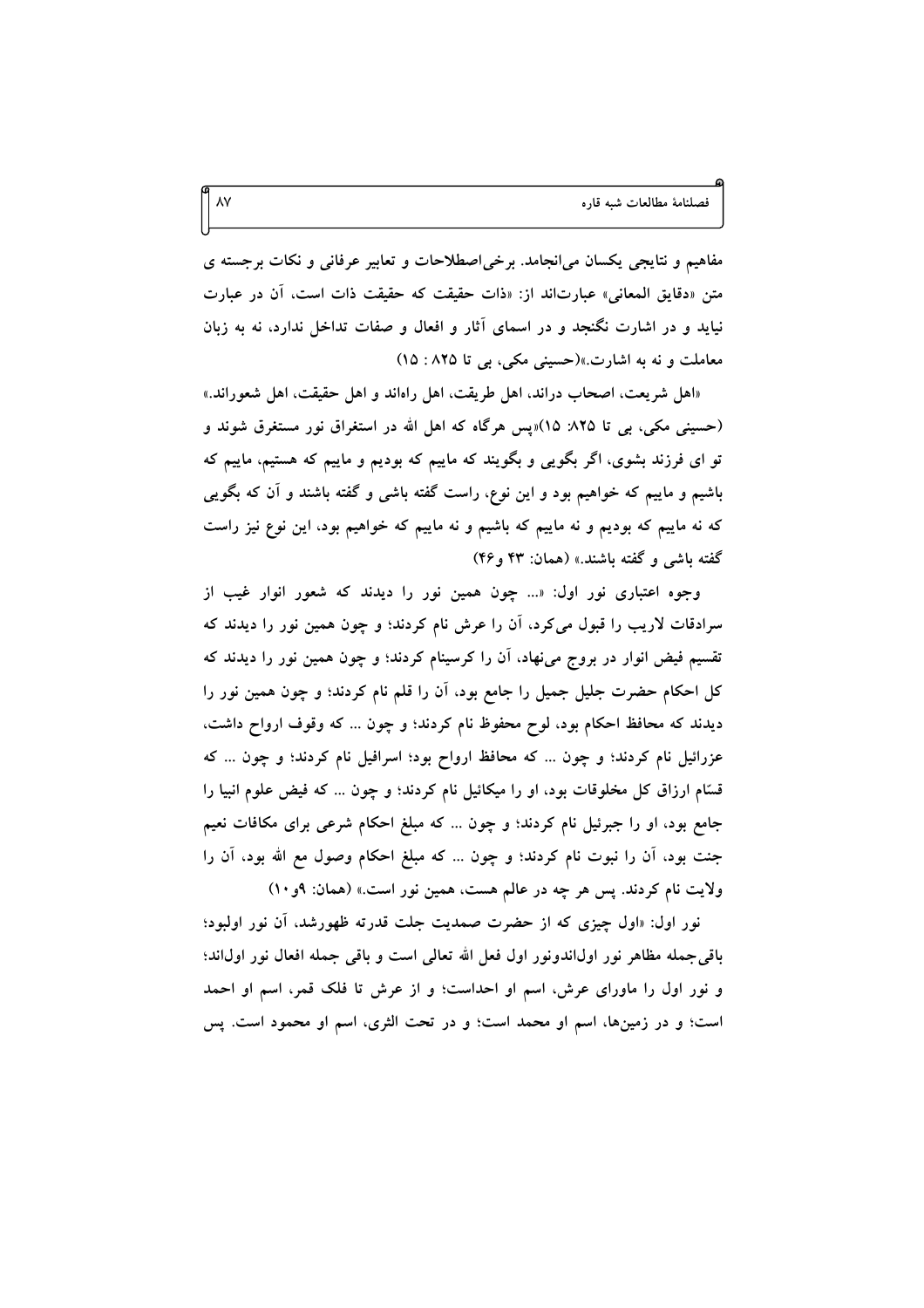مفاهیم و نتایجی یکسان می‌انجامد. برخی‌اصطلاحات و تعابیر عرفانی و نکات برجسته ی متن «دقایق المعانی» عبارت‌اند از: «ذات حقیقت که حقیقت ذات است، آن در عبارت نیاید و در اشارت نگنجد و در اسمای آثار و افعال و صفات تداخل ندارد، نه به زبان معاملت و نه به اشارت.»(حسینی مکی، بی تا ۸۲۵ : ۱۵)

«اهل شریعت، اصحاب دراند، اهل طریقت، اهل راه‌اند و اهل حقیقت، اهل شعوراند.» (حسینی مکی، بی تا ۸۲۵: ۱۵)«پس هرگاه که اهل الله در استغراق نور مستغرق شوند و تو ای فرزند بشوی، اگر بگویی و بگویند که ماییم که بودیم و ماییم که هستیم، ماییم که باشیم و ماییم که خواهیم بود و این نوع، راست گفته باشی و گفته باشند و آن که بگویی که نه ماییم که بودیم و نه ماییم که باشیم و نه ماییم که خواهیم بود، این نوع نیز راست گفته باشی و گفته باشند.» (همان: ۴۳ و۴۶)

وجوه اعتباری نور اول: «... چون همین نور را دیدند که شعور انوار غیب از سرادقات لاریب را قبول می‌کرد، آن را عرش نام کردند؛ و چون همین نور را دیدند که تقسیم فیض انوار در بروج می‌نهاد، آن را کرسینام کردند؛ و چون همین نور را دیدند که کل احکام حضرت جلیل جمیل را جامع بود، آن را قلم نام کردند؛ و چون همین نور را دیدند که محافظ احکام بود، لوح محفوظ نام کردند؛ و چون ... که وقوف ارواح داشت، عزرائیل نام کردند؛ و چون ... که محافظ ارواح بود؛ اسرافیل نام کردند؛ و چون ... که قسّام ارزاق کل مخلوقات بود، او را میکائیل نام کردند؛ و چون ... که فیض علوم انبیا را جامع بود، او را جبرئیل نام کردند؛ و چون ... که مبلغ احکام شرعی برای مکافات نعیم جنت بود، آن را نبوت نام کردند؛ و چون ... که مبلغ احکام وصول مع الله بود، آن را ولایت نام کردند. پس هر چه در عالم هست، همین نور است.» (همان: ۹و۱۰)

نور اول: «اول چیزی که از حضرت صمدیت جلت قدرته ظهورشد، آن نور اولبود؛ باقی‌جمله مظاهر نور اول‌اندونور اول فعل الله تعالی است و باقی جمله افعال نور اول‌اند؛ و نور اول را ماورای عرش، اسم او احداست؛ و از عرش تا فلک قمر، اسم او احمد است؛ و در زمین‌ها، اسم او محمد است؛ و در تحت الثری، اسم او محمود است. پس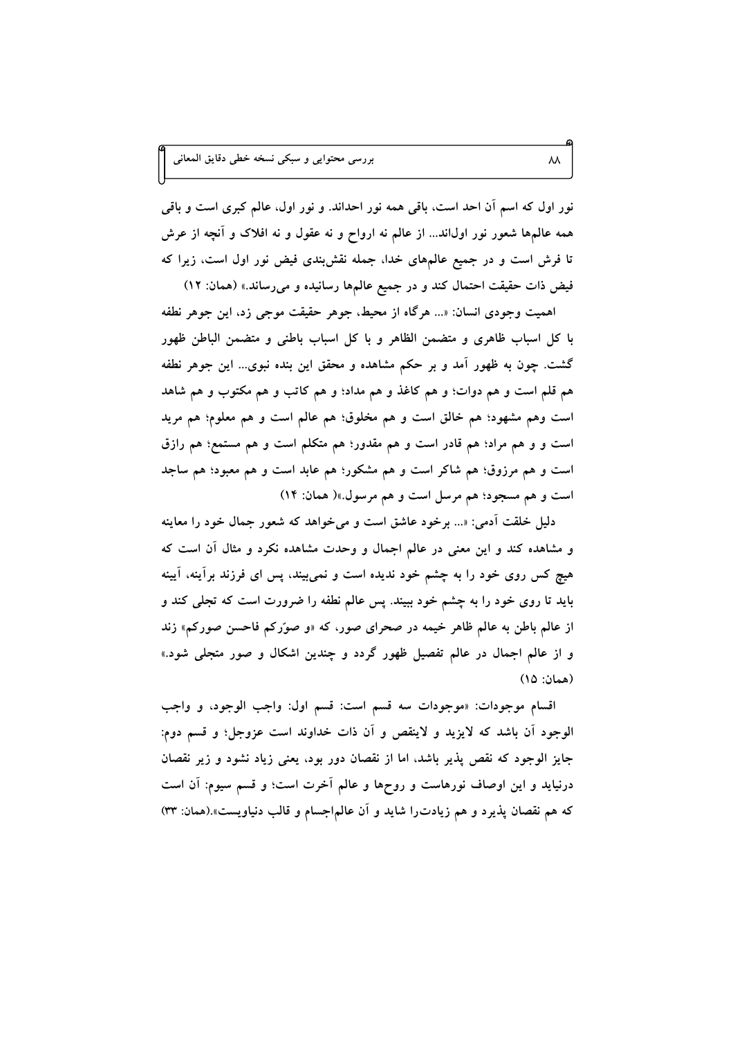نور اول که اسم آن احد است، باقی همه نور احداند. و نور اول، عالم کبری است و باقی همه عالم‌ها شعور نور اول‌اند... از عالم نه ارواح و نه عقول و نه افلاک و آنچه از عرش تا فرش است و در جمیع عالم‌های خدا، جمله نقش‌بندی فیض نور اول است، زیرا که فیض ذات حقیقت احتمال کند و در جمیع عالم‌ها رسانیده و می‌رساند.» (همان: ۱۲)

اهمیت وجودی انسان: «... هرگاه از محیط، جوهر حقیقت موجی زد، این جوهر نطفه با کل اسباب ظاهری و متضمن الظاهر و با کل اسباب باطنی و متضمن الباطن ظهور گشت. چون به ظهور آمد و بر حکم مشاهده و محقق این بنده نبوی... این جوهر نطفه هم قلم است و هم دوات؛ و هم کاغذ و هم مداد؛ و هم کاتب و هم مکتوب و هم شاهد است وهم مشهود؛ هم خالق است و هم مخلوق؛ هم عالم است و هم معلوم؛ هم مرید است و و هم مراد؛ هم قادر است و هم مقدور؛ هم متکلم است و هم مستمع؛ هم رازق است و هم مرزوق؛ هم شاکر است و هم مشکور؛ هم عابد است و هم معبود؛ هم ساجد است و هم مسجود؛ هم مرسل است و هم مرسول.»( همان: ۱۴)

دلیل خلقت آدمی: «... برخود عاشق است و می‌خواهد که شعور جمال خود را معاینه و مشاهده کند و این معنی در عالم اجمال و وحدت مشاهده نکرد و مثال آن است که هیچ کس روی خود را به چشم خود ندیده است و نمی‌بیند، پس ای فرزند برآینه، آیینه باید تا روی خود را به چشم خود ببیند. پس عالم نطفه را ضرورت است که تجلی کند و از عالم باطن به عالم ظاهر خیمه در صحرای صور، که «و صوّرکم فاحسن صورکم» زند و از عالم اجمال در عالم تفصیل ظهور گردد و چندین اشکال و صور متجلی شود.» (همان: ۱۵)

اقسام موجودات: «موجودات سه قسم است: قسم اول: واجب الوجود، و واجب الوجود آن باشد که لایزید و لاینقص و آن ذات خداوند است عزوجل؛ و قسم دوم: جایز الوجود که نقص پذیر باشد، اما از نقصان دور بود، یعنی زیاد نشود و زیر نقصان درنیاید و این اوصاف نورهاست و روح‌ها و عالم آخرت است؛ و قسم سیوم: آن است که هم نقصان پذیرد و هم زیادت‌را شاید و آن عالم‌اجسام و قالب دنیاویست».(همان: ۳۳)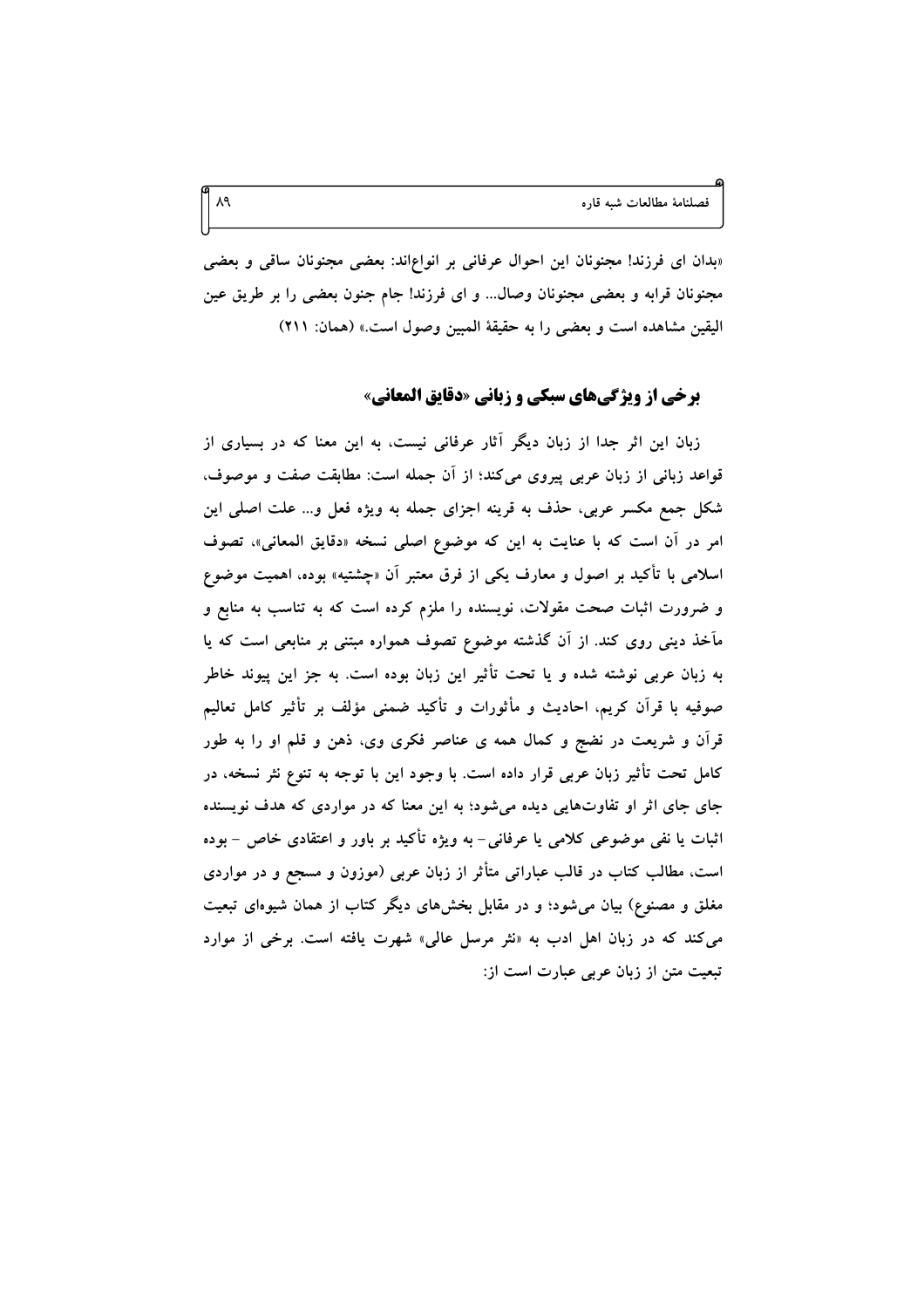«بدان ای فرزند! مجنونان این احوال عرفانی بر انواع‌اند: بعضی مجنونان ساقی و بعضی مجنونان قرابه و بعضی مجنونان وصال... و ای فرزند! جام جنون بعضی را بر طریق عین الیقین مشاهده است و بعضی را به حقیقة المبین وصول است.» (همان: ۲۱۱)

## برخی از ویژگی‌های سبکی و زبانی «دقایق المعانی»

زبان این اثر جدا از زبان دیگر آثار عرفانی نیست، به این معنا که در بسیاری از قواعد زبانی از زبان عربی پیروی می‌کند؛ از آن جمله است: مطابقت صفت و موصوف، شکل جمع مکسر عربی، حذف به قرینه اجزای جمله به ویژه فعل و... علت اصلی این امر در آن است که با عنایت به این که موضوع اصلی نسخه «دقایق المعانی»، تصوف اسلامی با تأکید بر اصول و معارف یکی از فرق معتبر آن «چشتیه» بوده، اهمیت موضوع و ضرورت اثبات صحت مقولات، نویسنده را ملزم کرده است که به تناسب به منابع و مآخذ دینی روی کند. از آن گذشته موضوع تصوف همواره مبتنی بر منابعی است که یا به زبان عربی نوشته شده و یا تحت تأثیر این زبان بوده است. به جز این پیوند خاطر صوفیه با قرآن کریم، احادیث و مأثورات و تأکید ضمنی مؤلف بر تأثیر کامل تعالیم قرآن و شریعت در نضج و کمال همه ی عناصر فکری وی، ذهن و قلم او را به طور کامل تحت تأثیر زبان عربی قرار داده است. با وجود این با توجه به تنوع نثر نسخه، در جای جای اثر او تفاوت‌هایی دیده می‌شود؛ به این معنا که در مواردی که هدف نویسنده اثبات یا نفی موضوعی کلامی یا عرفانی- به ویژه تأکید بر باور و اعتقادی خاص - بوده است، مطالب کتاب در قالب عباراتی متأثر از زبان عربی (موزون و مسجع و در مواردی مغلق و مصنوع) بیان می‌شود؛ و در مقابل بخش‌های دیگر کتاب از همان شیوه‌ای تبعیت می‌کند که در زبان اهل ادب به «نثر مرسل عالی» شهرت یافته است. برخی از موارد تبعیت متن از زبان عربی عبارت است از: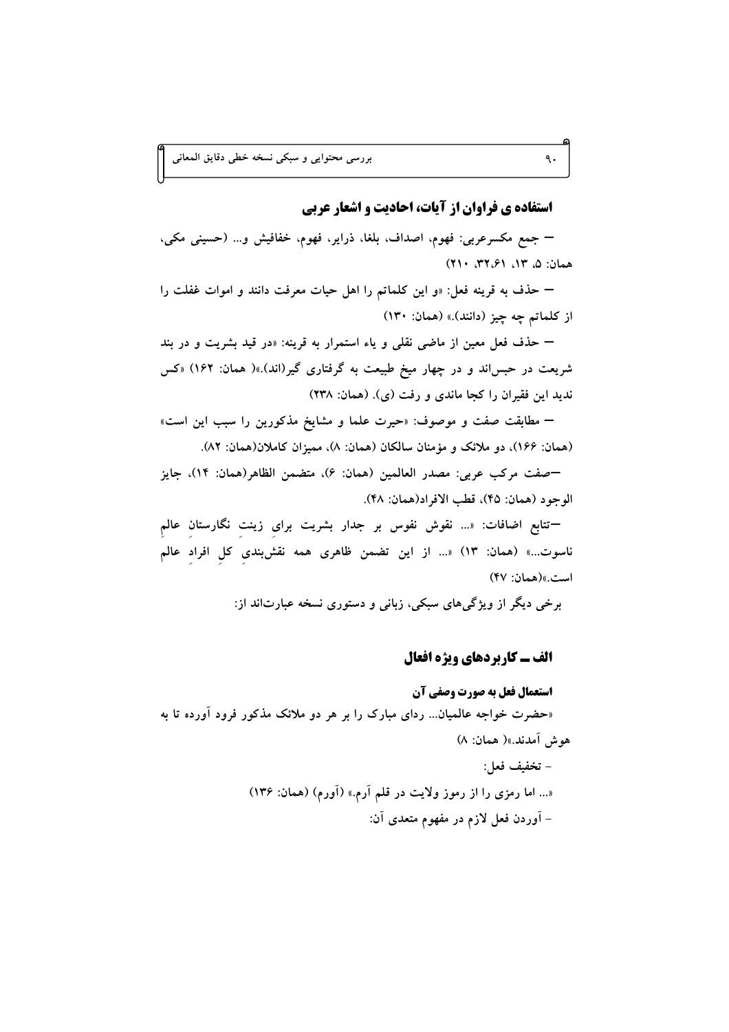## استفاده ی فراوان از آیات، احادیث و اشعار عربی

— جمع مکسرعربی: فهوم، اصداف، بلغا، ذرایر، فهوم، خفافیش و... (حسینی مکی، همان: ۵، ۱۳، ۳۲،۶۱، ۲۱۰)

— حذف به قرینه فعل: «و این کلماتم را اهل حیات معرفت دانند و اموات غفلت را از کلماتم چه چیز (دانند).» (همان: ۱۳۰)

— حذف فعل معین از ماضی نقلی و یاء استمرار به قرینه: «در قید بشریت و در بند شریعت در حبس‌اند و در چهار میخ طبیعت به گرفتاری گیر(اند).»( همان: ۱۶۲) «کس ندید این فقیران را کجا ماندی و رفت (ی). (همان: ۲۳۸)

— مطابقت صفت و موصوف: «حیرت علما و مشایخ مذکورین را سبب این است» (همان: ۱۶۶)، دو ملائک و مؤمنان سالکان (همان: ۸)، ممیزان کاملان(همان: ۸۲).

—صفت مرکب عربی: مصدر العالمین (همان: ۶)، متضمن الظاهر(همان: ۱۴)، جایز الوجود (همان: ۴۵)، قطب الافراد(همان: ۴۸).

—تتابع اضافات: «... نقوش نفوس بر جدار بشریت برایِ زینتِ نگارستانِ عالمِ ناسوت...» (همان: ۱۳) «... از این تضمن ظاهری همه نقش‌بندیِ کلِ افرادِ عالم است.»(همان: ۴۷)

برخی دیگر از ویژگی‌های سبکی، زبانی و دستوری نسخه عبارت‌اند از:

## الف ــ کاربردهای ویژه افعال

### استعمال فعل به صورت وصفی آن

«حضرت خواجه عالمیان... ردای مبارک را بر هر دو ملائک مذکور فرود آورده تا به هوش آمدند.»( همان: ۸)

- تخفیف فعل:

«... اما رمزی را از رموز ولایت در قلم آرم.» (آورم) (همان: ۱۳۶)

- آوردن فعل لازم در مفهوم متعدی آن: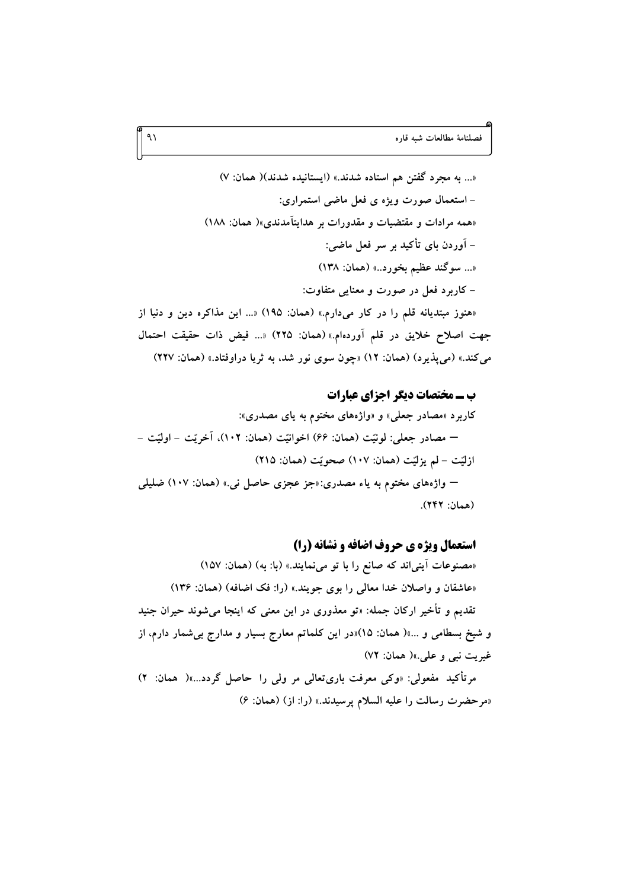«... به مجرد گفتن هم استاده شدند.» (ایستانیده شدند)( همان: ۷)

- استعمال صورت ویژه ی فعل ماضی استمراری:

«همه مرادات و مقتضیات و مقدورات بر هدایتآمدندی»( همان: ۱۸۸)

- آوردن بای تأکید بر سر فعل ماضی:

«... سوگند عظیم بخورد..» (همان: ۱۳۸)

- کاربرد فعل در صورت و معنایی متفاوت:

«هنوز مبتدیانه قلم را در کار میدارم.» (همان: ۱۹۵) «... این مذاکره دین و دنیا از جهت اصلاح خلایق در قلم آوردهام.» (همان: ۲۲۵) «... فیض ذات حقیقت احتمال میکند.» (میپذیرد) (همان: ۱۲) «چون سوی نور شد، به ثریا دراوفتاد.» (همان: ۲۲۷)

## ب ــ مختصات دیگر اجزای عبارات

کاربرد «مصادر جعلی» و «واژههای مختوم به یای مصدری»:

— مصادر جعلی: لونیّت (همان: ۶۶) اخوانیّت (همان: ۱۰۲)، آخریّت - اولیّت - ازلیّت - لم یزلیّت (همان: ۱۰۷) صحویّت (همان: ۲۱۵)

— واژههای مختوم به یاء مصدری:«جز عجزی حاصل نی.» (همان: ۱۰۷) ضلیلی (همان: ۲۴۲).

## استعمال ویژه ی حروف اضافه و نشانه (را)

«مصنوعات آیتیاند که صانع را با تو مینمایند.» (با: به) (همان: ۱۵۷)

«عاشقان و واصلان خدا معالی را بوی جویند.» (را: فک اضافه) (همان: ۱۳۶)

تقدیم و تأخیر ارکان جمله: «تو معذوری در این معنی که اینجا حیران میشوند حیران جنید و شیخ بسطامی و ...»( همان: ۱۵)«در این کلماتم معارج بسیار و مدارج بیشمار دارم، از غیریت نبی و علی.»( همان: ۷۲)

مرتأکید مفعولی: «وکی معرفت باریتعالی مر ولی را حاصل گردد...»( همان: ۲)

«مرحضرت رسالت را علیه السلام پرسیدند.» (را: از) (همان: ۶)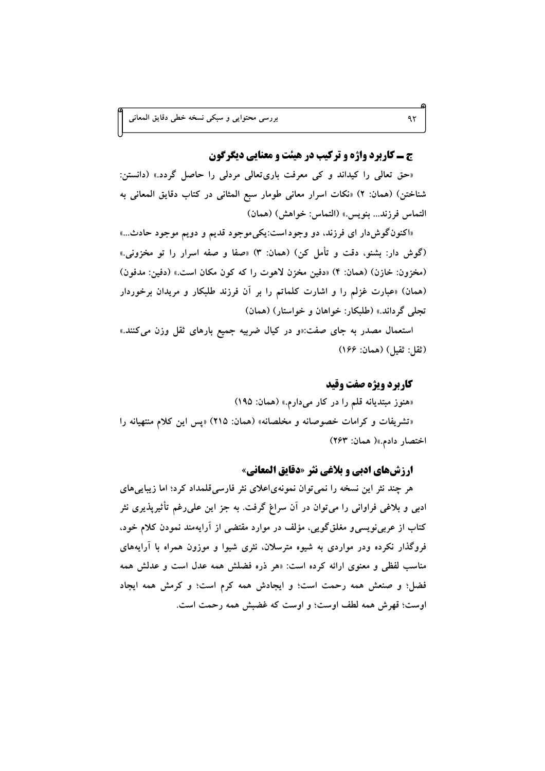### ج ــ کاربرد واژه و ترکیب در هیئت و معنایی دیگرگون

«حق تعالی را کیداند و کی معرفت باری‌تعالی مردلی را حاصل گردد.» (دانستن: شناختن) (همان: ۲) «نکات اسرار معانی طومار سبع المثانی در کتاب دقایق المعانی به التماس فرزند... بنویس.» (التماس: خواهش) (همان)

«اکنون‌گوش‌دار ای فرزند، دو وجوداست:یکی‌موجود قدیم و دویم موجود حادث...» (گوش دار: بشنو، دقت و تأمل کن) (همان: ۳) «صفا و صفه اسرار را تو مخزونی.» (مخزون: خازن) (همان: ۴) «دفین مخزن لاهوت را که کون مکان است.» (دفین: مدفون) (همان) «عبارت غزلم را و اشارت کلماتم را بر آن فرزند طلبکار و مریدان برخوردار تجلی گرداند.» (طلبکار: خواهان و خواستار) (همان)

استعمال مصدر به جای صفت:«و در کیال ضربیه جمیع بارهای ثقل وزن می‌کنند.» (ثقل: ثقیل) (همان: ۱۶۶)

### کاربرد ویژه صفت وقید

«هنوز مبتدیانه قلم را در کار می‌دارم.» (همان: ۱۹۵)

«تشریفات و کرامات خصوصانه و مخلصانه» (همان: ۲۱۵) «پس این کلام منتهیانه را اختصار دادم.»( همان: ۲۶۳)

### ارزش‌های ادبی و بلاغی نثر «دقایق المعانی»

هر چند نثر این نسخه را نمی‌توان نمونه‌ی‌اعلای نثر فارسی‌قلمداد کرد؛ اما زیبایی‌های ادبی و بلاغی فراوانی را می‌توان در آن سراغ گرفت. به جز این علی‌رغم تأثیرپذیری نثر کتاب از عربی‌نویسی‌و مغلق‌گویی، مؤلف در موارد مقتضی از آرایه‌مند نمودن کلام خود، فروگذار نکرده ودر مواردی به شیوه مترسلان، نثری شیوا و موزون همراه با آرایه‌های مناسب لفظی و معنوی ارائه کرده است: «هر ذره فضلش همه عدل است و عدلش همه فضل؛ و صنعش همه رحمت است؛ و ایجادش همه کرم است؛ و کرمش همه ایجاد اوست؛ قهرش همه لطف اوست؛ و اوست که غضبش همه رحمت است.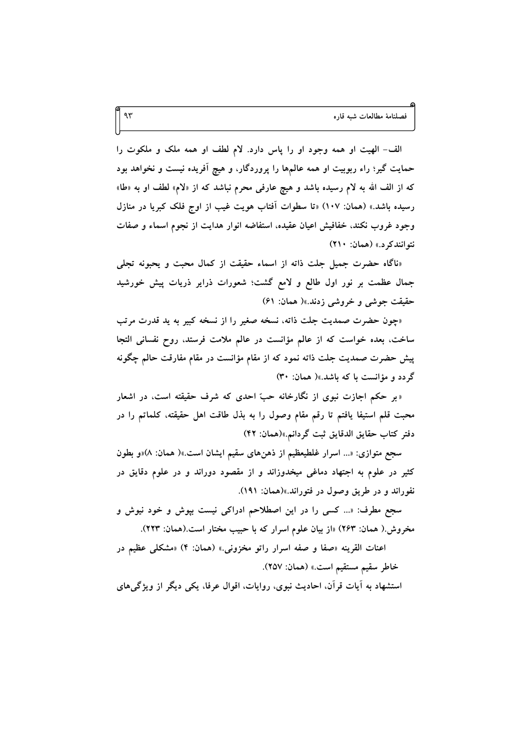الف- الهیت او همه وجود او را پاس دارد. لام لطف او همه ملک و ملکوت را حمایت گیر؛ راء ربوبیت او همه عالم‌ها را پروردگار، و هیچ آفریده نیست و نخواهد بود که از الف الله به لام رسیده باشد و هیچ عارفی محرم نباشد که از «لام» لطف او به «طا» رسیده باشد.» (همان: ۱۰۷) «تا سطوات آفتاب هویت غیب از اوج فلک کبریا در منازل وجود غروب نکند، خفافیش اعیان عقیده، استفاضه انوار هدایت از نجوم اسماء و صفات نتوانندکرد.» (همان: ۲۱۰)

«ناگاه حضرت جمیل جلت ذاته از اسماء حقیقت از کمال محبت و یحبونه تجلی جمال عظمت بر نور اول طالع و لامع گشت؛ شعورات ذرایر ذریات پیش خورشید حقیقت جوشی و خروشی زدند.»( همان: ۶۱)

«چون حضرت صمدیت جلت ذاته، نسخه صغیر را از نسخه کبیر به ید قدرت مرتب ساخت، بعده خواست که از عالم مؤانست در عالم ملامت فرستد، روح نفسانی التجا پیش حضرت صمدیت جلت ذاته نمود که از مقام مؤانست در مقام مفارقت حالم چگونه گردد و مؤانست با که باشد.»( همان: ۳۰)

« بر حکم اجازت نبوی از نگارخانه حبّ احدی که شرف حقیقته است، در اشعار محبت قلم استیفا یافتم تا رقم مقام وصول را به بذل طاقت اهل حقیقته، کلماتم را در دفتر کتاب حقایق الدقایق ثبت گردانم.»(همان: ۴۲)

سجع متوازی: «... اسرار غلطیعظیم از ذهن‌های سقیم ایشان است.»( همان: ۸)«و بطون کثیر در علوم به اجتهاد دماغی میخدوزاند و از مقصود دوراند و در علوم دقایق در نفوراند و در طریق وصول در فتوراند.»(همان: ۱۹۱).

سجع مطرف: «... کسی را در این اصطلاحم ادراکی نیست بپوش و خود نیوش و مخروش.( همان: ۲۶۳) «از بیان علوم اسرار که با حبیب مختار است.(همان: ۲۲۳).

اعنات القرینه «صفا و صفه اسرار راتو مخزونی.» (همان: ۴) «مشکلی عظیم در خاطر سقیم مستقیم است.» (همان: ۲۵۷).

استشهاد به آیات قرآن، احادیث نبوی، روایات، اقوال عرفا، یکی دیگر از ویژگی‌های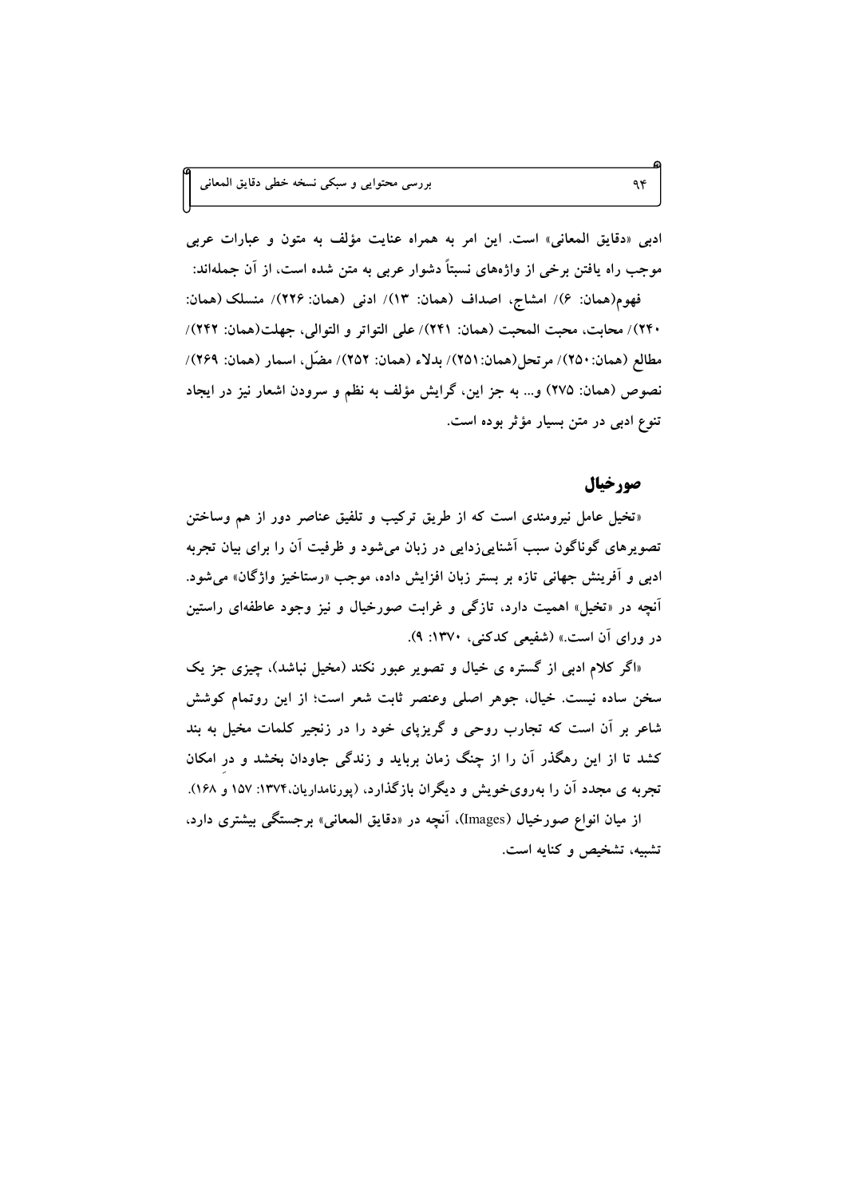ادبی «دقایق المعانی» است. این امر به همراه عنایت مؤلف به متون و عبارات عربی موجب راه یافتن برخی از واژه‌های نسبتاً دشوار عربی به متن شده است، از آن جمله‌اند:

فهوم(همان: ۶)/ امشاج، اصداف (همان: ۱۳)/ ادنی (همان: ۲۲۶)/ منسلک (همان: ۲۴۰)/ محابت، محبت المحبت (همان: ۲۴۱)/ علی التواتر و التوالی، جهلت(همان: ۲۴۲)/ مطالع (همان: ۲۵۰)/ مرتحل(همان:۲۵۱)/ بدلاء (همان: ۲۵۲)/ مضّل، اسمار (همان: ۲۶۹)/ نصوص (همان: ۲۷۵) و... به جز این، گرایش مؤلف به نظم و سرودن اشعار نیز در ایجاد تنوع ادبی در متن بسیار مؤثر بوده است.

## صورخیال

«تخیل عامل نیرومندی است که از طریق ترکیب و تلفیق عناصر دور از هم وساختن تصویرهای گوناگون سبب آشنایی‌زدایی در زبان می‌شود و ظرفیت آن را برای بیان تجربه ادبی و آفرینش جهانی تازه بر بستر زبان افزایش داده، موجب «رستاخیز واژگان» می‌شود. آنچه در «تخیل» اهمیت دارد، تازگی و غرابت صورخیال و نیز وجود عاطفه‌ای راستین در ورای آن است.» (شفیعی کدکنی، ۱۳۷۰: ۹).

«اگر کلام ادبی از گستره ی خیال و تصویر عبور نکند (مخیل نباشد)، چیزی جز یک سخن ساده نیست. خیال، جوهر اصلی وعنصر ثابت شعر است؛ از این روتمام کوشش شاعر بر آن است که تجارب روحی و گریزپای خود را در زنجیر کلمات مخیل به بند کشد تا از این رهگذر آن را از چنگ زمان برباید و زندگی جاودان بخشد و در امکان تجربه ی مجدد آن را به‌روی‌خویش و دیگران بازگذارد، (پورنامداریان،۱۳۷۴: ۱۵۷ و ۱۶۸).

از میان انواع صورخیال (Images)، آنچه در «دقایق المعانی» برجستگی بیشتری دارد، تشبیه، تشخیص و کنایه است.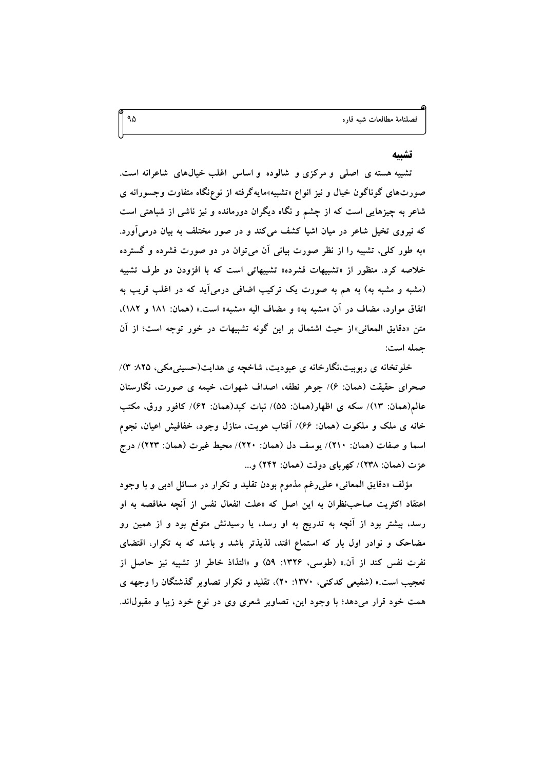## تشبیه

تشبیه هسته ی اصلی و مرکزی و شالوده و اساس اغلب خیال‌های شاعرانه است. صورت‌های گوناگون خیال و نیز انواع «تشبیه»مایه‌گرفته از نوع‌نگاه متفاوت وجسورانه ی شاعر به چیزهایی است که از چشم و نگاه دیگران دورمانده و نیز ناشی از شباهتی است که نیروی تخیل شاعر در میان اشیا کشف می‌کند و در صور مختلف به بیان درمی‌آورد. «به طور کلی، تشبیه را از نظر صورت بیانی آن می‌توان در دو صورت فشرده و گسترده خلاصه کرد. منظور از «تشبیهات فشرده» تشبیهاتی است که با افزودن دو طرف تشبیه (مشبه و مشبه به) به هم به صورت یک ترکیب اضافی درمی‌آید که در اغلب قریب به اتفاق موارد، مضاف در آن «مشبه به» و مضاف الیه «مشبه» است.» (همان: ۱۸۱ و ۱۸۲)، متن «دقایق المعانی»از حیث اشتمال بر این گونه تشبیهات در خور توجه است؛ از آن جمله است:

خلوتخانه ی ربوبیت،نگارخانه ی عبودیت، شاخچه ی هدایت(حسینی‌مکی، ۸۲۵: ۳)/ صحرای حقیقت (همان: ۶)/ جوهر نطفه، اصداف شهوات، خیمه ی صورت، نگارستان عالم(همان: ۱۳)/ سکه ی اظهار(همان: ۵۵)/ نبات کبد(همان: ۶۲)/ کافور ورق، مکتب خانه ی ملک و ملکوت (همان: ۶۶)/ آفتاب هویت، منازل وجود، خفافیش اعیان، نجوم اسما و صفات (همان: ۲۱۰)/ یوسف دل (همان: ۲۲۰)/ محیط غیرت (همان: ۲۲۳)/ درج عزت (همان: ۲۳۸)/ کهربای دولت (همان: ۲۴۲) و...

مؤلف «دقایق المعانی» علی‌رغم مذموم بودن تقلید و تکرار در مسائل ادبی و با وجود اعتقاد اکثریت صاحب‌نظران به این اصل که «علت انفعال نفس از آنچه مغافصه به او رسد، بیشتر بود از آنچه به تدریج به او رسد، یا رسیدنش متوقع بود و از همین رو مضاحک و نوادر اول بار که استماع افتد، لذیذتر باشد و باشد که به تکرار، اقتضای نفرت نفس کند از آن.» (طوسی، ۱۳۲۶: ۵۹) و «التذاذ خاطر از تشبیه نیز حاصل از تعجیب است.» (شفیعی کدکنی، ۱۳۷۰: ۲۰)، تقلید و تکرار تصاویر گذشتگان را وجهه ی همت خود قرار می‌دهد؛ با وجود این، تصاویر شعری وی در نوع خود زیبا و مقبول‌اند.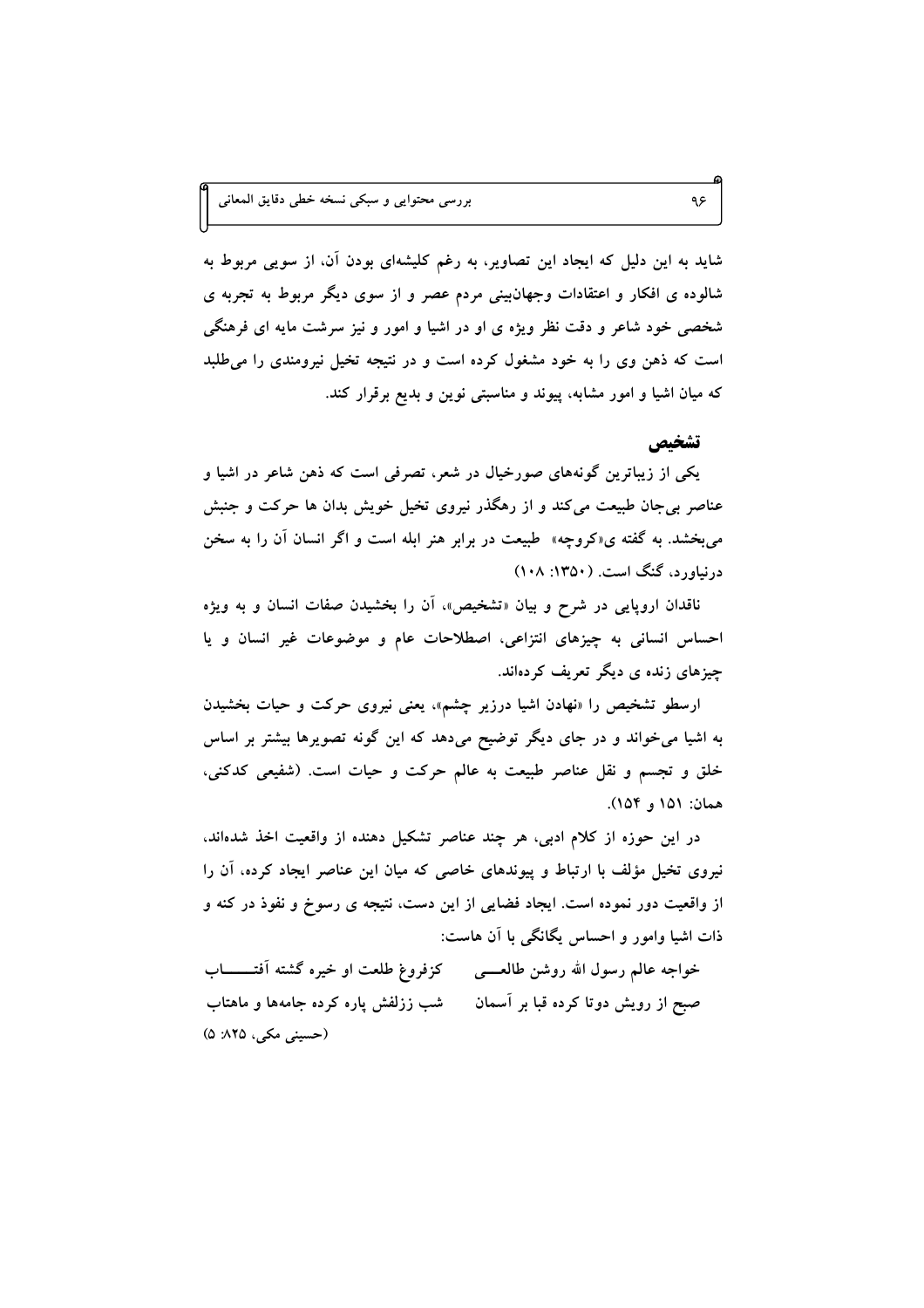شاید به این دلیل که ایجاد این تصاویر، به رغم کلیشه‌ای بودن آن، از سویی مربوط به شالوده ی افکار و اعتقادات وجهان‌بینی مردم عصر و از سوی دیگر مربوط به تجربه ی شخصی خود شاعر و دقت نظر ویژه ی او در اشیا و امور و نیز سرشت مایه ای فرهنگی است که ذهن وی را به خود مشغول کرده است و در نتیجه تخیل نیرومندی را می‌طلبد که میان اشیا و امور مشابه، پیوند و مناسبتی نوین و بدیع برقرار کند.

## تشخیص

یکی از زیباترین گونه‌های صورخیال در شعر، تصرفی است که ذهن شاعر در اشیا و عناصر بی‌جان طبیعت می‌کند و از رهگذر نیروی تخیل خویش بدان ها حرکت و جنبش می‌بخشد. به گفته ی«کروچه» طبیعت در برابر هنر ابله است و اگر انسان آن را به سخن درنیاورد، گنگ است. (۱۳۵۰: ۱۰۸)

ناقدان اروپایی در شرح و بیان «تشخیص»، آن را بخشیدن صفات انسان و به ویژه احساس انسانی به چیزهای انتزاعی، اصطلاحات عام و موضوعات غیر انسان و یا چیزهای زنده ی دیگر تعریف کرده‌اند.

ارسطو تشخیص را «نهادن اشیا درزیر چشم»، یعنی نیروی حرکت و حیات بخشیدن به اشیا می‌خواند و در جای دیگر توضیح می‌دهد که این گونه تصویرها بیشتر بر اساس خلق و تجسم و نقل عناصر طبیعت به عالم حرکت و حیات است. (شفیعی کدکنی، همان: ۱۵۱ و ۱۵۴).

در این حوزه از کلام ادبی، هر چند عناصر تشکیل دهنده از واقعیت اخذ شده‌اند، نیروی تخیل مؤلف با ارتباط و پیوندهای خاصی که میان این عناصر ایجاد کرده، آن را از واقعیت دور نموده است. ایجاد فضایی از این دست، نتیجه ی رسوخ و نفوذ در کنه و ذات اشیا وامور و احساس یگانگی با آن هاست:

خواجه عالم رسول الله روشن طالعـــــی &nbsp;&nbsp;&nbsp; کزفروغ طلعت او خیره گشته آفتـــــــاب

صبح از رویش دوتا کرده قبا بر آسمان &nbsp;&nbsp;&nbsp; شب ززلفش پاره کرده جامه‌ها و ماهتاب

(حسینی مکی، ۸۲۵: ۵)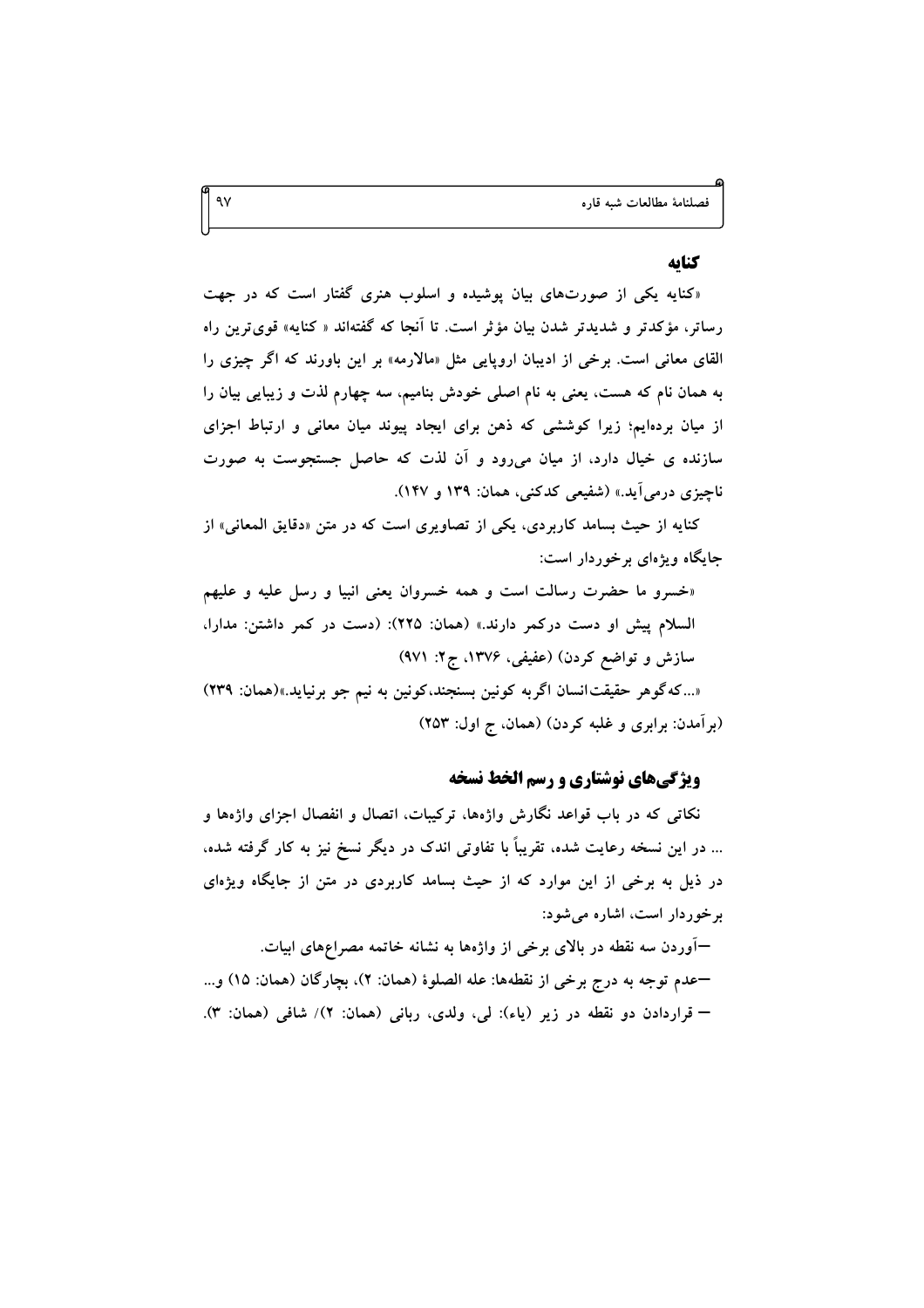## کنایه

«کنایه یکی از صورت‌های بیان پوشیده و اسلوب هنری گفتار است که در جهت رساتر، مؤکدتر و شدیدتر شدن بیان مؤثر است. تا آنجا که گفته‌اند « کنایه» قوی‌ترین راه القای معانی است. برخی از ادیبان اروپایی مثل «مالارمه» بر این باورند که اگر چیزی را به همان نام که هست، یعنی به نام اصلی خودش بنامیم، سه چهارم لذت و زیبایی بیان را از میان برده‌ایم؛ زیرا کوششی که ذهن برای ایجاد پیوند میان معانی و ارتباط اجزای سازنده ی خیال دارد، از میان می‌رود و آن لذت که حاصل جستجوست به صورت ناچیزی درمی‌آید.» (شفیعی کدکنی، همان: ۱۳۹ و ۱۴۷).

کنایه از حیث بسامد کاربردی، یکی از تصاویری است که در متن «دقایق المعانی» از جایگاه ویژه‌ای برخوردار است:

«خسرو ما حضرت رسالت است و همه خسروان یعنی انبیا و رسل علیه و علیهم السلام پیش او دست درکمر دارند.» (همان: ۲۲۵): (دست در کمر داشتن: مدارا، سازش و تواضع کردن) (عفیفی، ۱۳۷۶، ج۲: ۹۷۱)

«...که‌گوهر حقیقت‌انسان اگربه کونین بسنجند،کونین به نیم جو برنیاید.»(همان: ۲۳۹) (برآمدن: برابری و غلبه کردن) (همان، ج اول: ۲۵۳)

## ویژگی‌های نوشتاری و رسم الخط نسخه

نکاتی که در باب قواعد نگارش واژه‌ها، ترکیبات، اتصال و انفصال اجزای واژه‌ها و ... در این نسخه رعایت شده، تقریباً با تفاوتی اندک در دیگر نسخ نیز به کار گرفته شده، در ذیل به برخی از این موارد که از حیث بسامد کاربردی در متن از جایگاه ویژه‌ای برخوردار است، اشاره می‌شود:

—آوردن سه نقطه در بالای برخی از واژه‌ها به نشانه خاتمه مصراع‌های ابیات.

—عدم توجه به درج برخی از نقطه‌ها: عله الصلوة (همان: ۲)، بچارگان (همان: ۱۵) و...

— قراردادن دو نقطه در زیر (یاء): لی، ولدی، ربانی (همان: ۲)/ شافی (همان: ۳).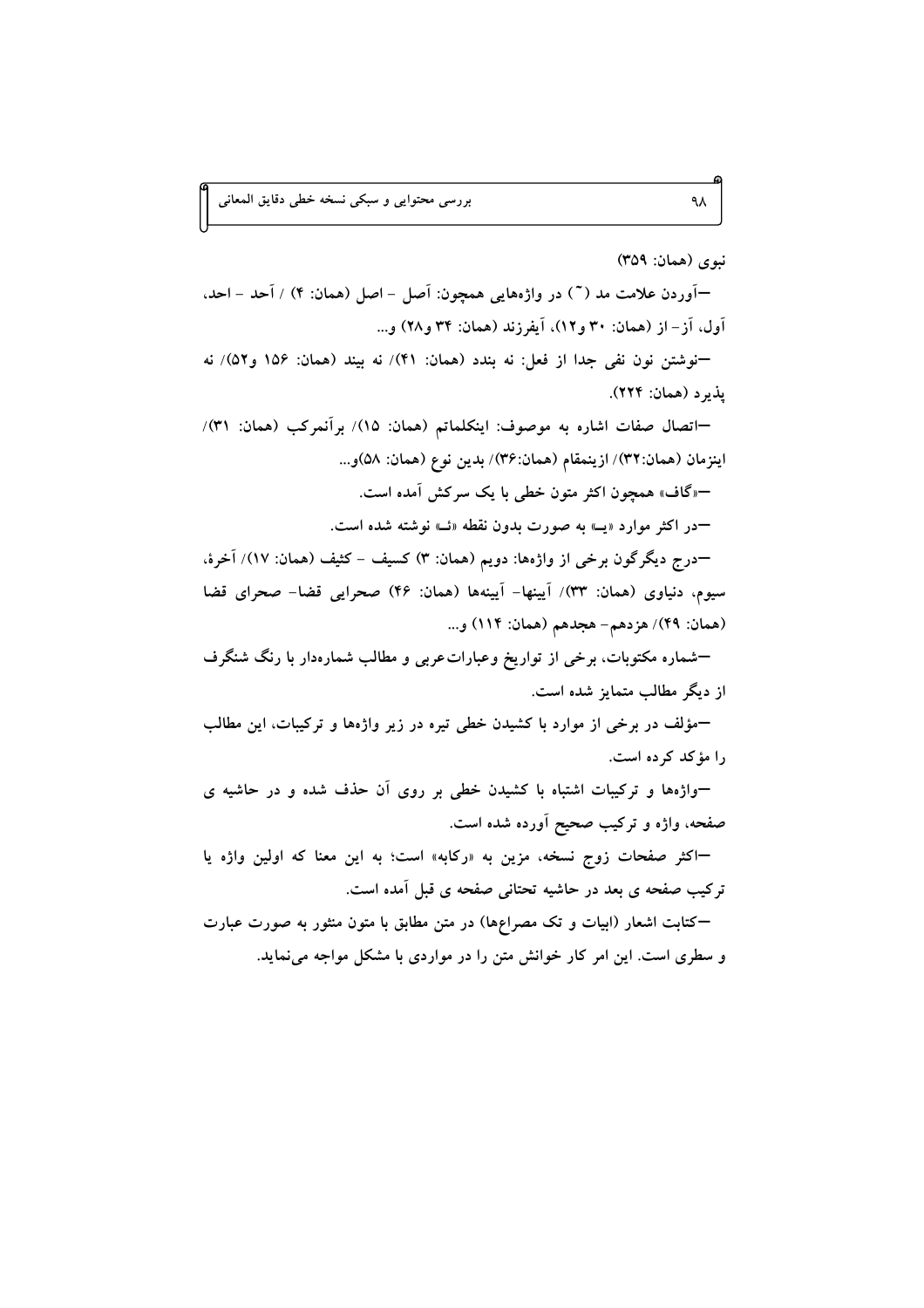نبوی (همان: ۳۵۹)

—آوردن علامت مد (~) در واژه‌هایی همچون: آصل - اصل (همان: ۴) / آحد - احد، آول، آز- از (همان: ۳۰ و۱۲)، آیفرزند (همان: ۳۴ و۲۸) و...

—نوشتن نون نفی جدا از فعل: نه بندد (همان: ۴۱)/ نه بیند (همان: ۱۵۶ و۵۲)/ نه پذیرد (همان: ۲۲۴).

—اتصال صفات اشاره به موصوف: اینکلماتم (همان: ۱۵)/ برآنمرکب (همان: ۳۱)/ اینزمان (همان:۳۲)/ ازینمقام (همان:۳۶)/ بدین نوع (همان: ۵۸)و...

—«گاف» همچون اکثر متون خطی با یک سرکش آمده است.

—در اکثر موارد «یـ» به صورت بدون نقطه «ئـ» نوشته شده است.

—درج دیگرگون برخی از واژه‌ها: دویم (همان: ۳) کسیف - کثیف (همان: ۱۷)/ آخرهٔ، سیوم، دنیاوی (همان: ۳۳)/ آیینها- آیینه‌ها (همان: ۴۶) صحرایی قضا- صحرای قضا (همان: ۴۹)/ هزدهم- هجدهم (همان: ۱۱۴) و...

—شماره مکتوبات، برخی از تواریخ وعبارات‌عربی و مطالب شماره‌دار با رنگ شنگرف از دیگر مطالب متمایز شده است.

—مؤلف در برخی از موارد با کشیدن خطی تیره در زیر واژه‌ها و ترکیبات، این مطالب را مؤکد کرده است.

—واژه‌ها و ترکیبات اشتباه با کشیدن خطی بر روی آن حذف شده و در حاشیه ی صفحه، واژه و ترکیب صحیح آورده شده است.

—اکثر صفحات زوج نسخه، مزین به «رکابه» است؛ به این معنا که اولین واژه یا ترکیب صفحه ی بعد در حاشیه تحتانی صفحه ی قبل آمده است.

—کتابت اشعار (ابیات و تک مصراع‌ها) در متن مطابق با متون منثور به صورت عبارت و سطری است. این امر کار خوانش متن را در مواردی با مشکل مواجه می‌نماید.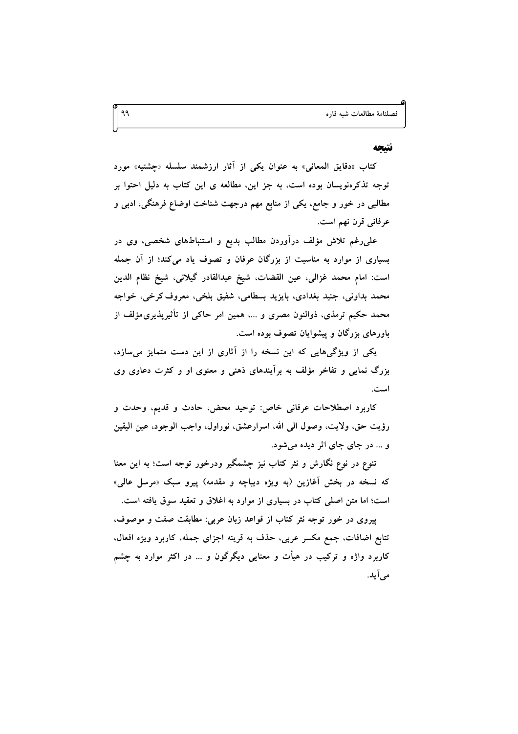## نتیجه

کتاب «دقایق المعانی» به عنوان یکی از آثار ارزشمند سلسله «چشتیه» مورد توجه تذکره‌نویسان بوده است، به جز این، مطالعه ی این کتاب به دلیل احتوا بر مطالبی در خور و جامع، یکی از منابع مهم درجهت شناخت اوضاع فرهنگی، ادبی و عرفانی قرن نهم است.

علی‌رغم تلاش مؤلف درآوردن مطالب بدیع و استنباط‌های شخصی، وی در بسیاری از موارد به مناسبت از بزرگان عرفان و تصوف یاد می‌کند؛ از آن جمله است: امام محمد غزالی، عین القضات، شیخ عبدالقادر گیلانی، شیخ نظام الدین محمد بداونی، جنید بغدادی، بایزید بسطامی، شفیق بلخی، معروف کرخی، خواجه محمد حکیم ترمذی، ذوالنون مصری و ...، همین امر حاکی از تأثیرپذیری مؤلف از باورهای بزرگان و پیشوایان تصوف بوده است.

یکی از ویژگی‌هایی که این نسخه را از آثاری از این دست متمایز می‌سازد، بزرگ نمایی و تفاخر مؤلف به برآیندهای ذهنی و معنوی او و کثرت دعاوی وی است.

کاربرد اصطلاحات عرفانی خاص: توحید محض، حادث و قدیم، وحدت و رؤیت حق، ولایت، وصول الی الله، اسرارعشق، نوراول، واجب الوجود، عین الیقین و ... در جای جای اثر دیده می‌شود.

تنوع در نوع نگارش و نثر کتاب نیز چشمگیر ودرخور توجه است؛ به این معنا که نسخه در بخش آغازین (به ویژه دیباچه و مقدمه) پیرو سبک «مرسل عالی» است؛ اما متن اصلی کتاب در بسیاری از موارد به اغلاق و تعقید سوق یافته است.

پیروی در خور توجه نثر کتاب از قواعد زبان عربی: مطابقت صفت و موصوف، تتابع اضافات، جمع مکسر عربی، حذف به قرینه اجزای جمله، کاربرد ویژه افعال، کاربرد واژه و ترکیب در هیأت و معنایی دیگرگون و ... در اکثر موارد به چشم می‌آید.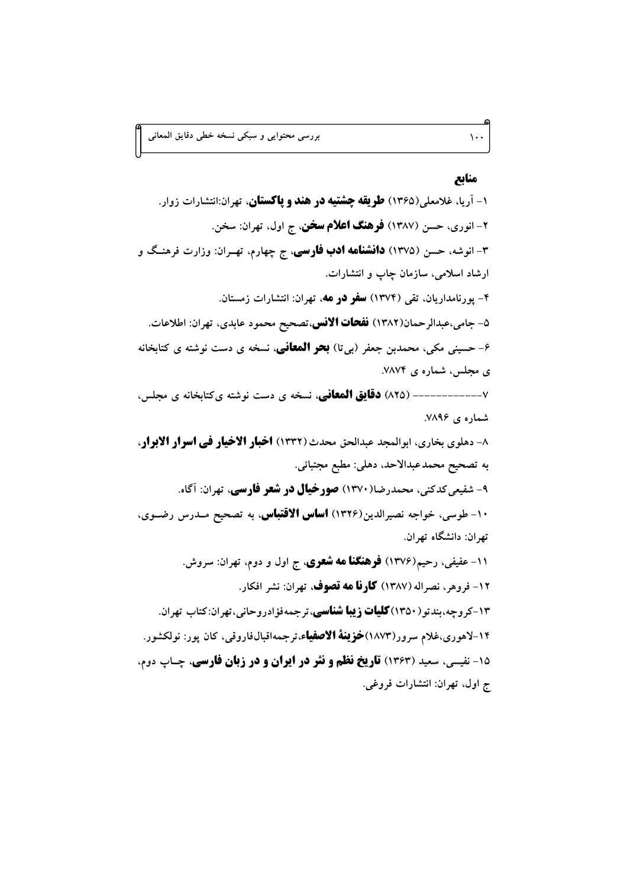## منابع

۱- آریا، غلامعلی(۱۳۶۵) **طریقه چشتیه در هند و پاکستان**، تهران:انتشارات زوار.

۲- انوری، حسن (۱۳۸۷) **فرهنگ اعلام سخن**، ج اول، تهران: سخن.

۳- انوشه، حسن (۱۳۷۵) **دانشنامه ادب فارسی**، ج چهارم، تهـران: وزارت فرهنـگ و ارشاد اسلامی، سازمان چاپ و انتشارات.

۴- پورنامداریان، تقی (۱۳۷۴) **سفر در مه**، تهران: انتشارات زمستان.

۵- جامی،عبدالرحمان(۱۳۸۲) **نفحات الانس**،تصحیح محمود عابدی، تهران: اطلاعات.

۶- حسینی مکی، محمدبن جعفر (بی‌تا) **بحر المعانی**، نسخه ی دست نوشته ی کتابخانه ی مجلس، شماره ی ۷۸۷۴.

۷------------- (۸۲۵) **دقایق المعانی**، نسخه ی دست نوشته ی‌کتابخانه ی مجلس، شماره ی ۷۸۹۶.

۸- دهلوی بخاری، ابوالمجد عبدالحق محدث (۱۳۳۲) **اخبار الاخیار فی اسرار الابرار**، به تصحیح محمدعبدالاحد، دهلی: مطبع مجتبائی.

۹- شفیعی‌کدکنی، محمدرضا(۱۳۷۰) **صورخیال در شعر فارسی**، تهران: آگاه.

۱۰- طوسی، خواجه نصیرالدین(۱۳۲۶) **اساس الاقتباس**، به تصحیح مـدرس رضـوی، تهران: دانشگاه تهران.

۱۱- عفیفی، رحیم(۱۳۷۶) **فرهنگنا مه شعری**، ج اول و دوم، تهران: سروش.

۱۲- فروهر، نصراله (۱۳۸۷) **کارنا مه تصوف**، تهران: نشر افکار.

۱۳-کروچه،بندتو(۱۳۵۰)**کلیات زیبا شناسی**،ترجمه‌فؤادروحانی،تهران:کتاب تهران.

۱۴-لاهوری،غلام سرور(۱۸۷۳)**خزینۀ الاصفیاء**،ترجمه‌اقبال‌فاروقی، کان پور: نولکشور.

۱۵- نفیسی، سعید (۱۳۶۳) **تاریخ نظم و نثر در ایران و در زبان فارسی**، چـاپ دوم، ج اول، تهران: انتشارات فروغی.